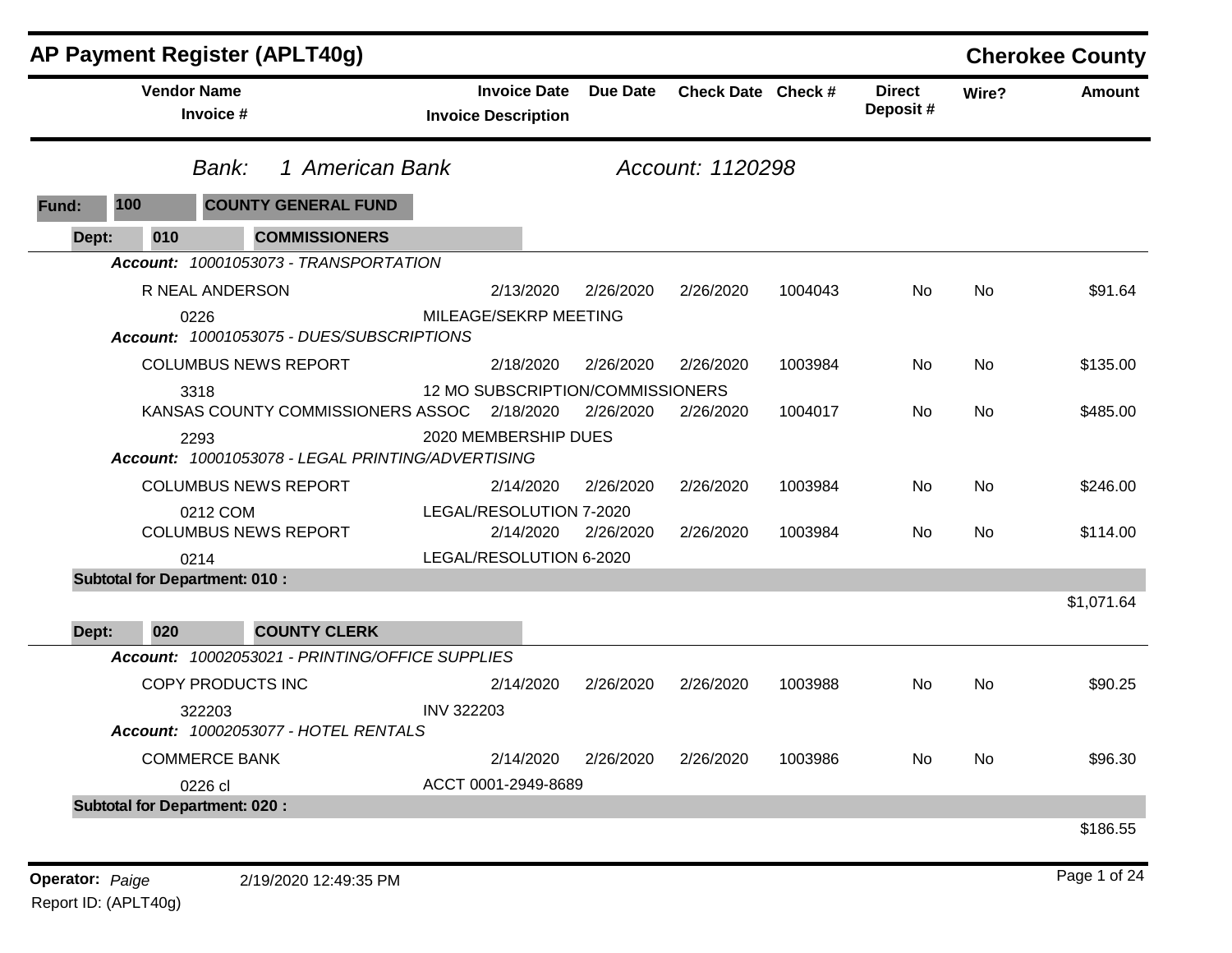# AP Payment Register (APLT40g)

**Cherokee County**

| Vendor Name / Invoice # | Invoice Date / Invoice Description | Due Date | Check Date | Check # | Direct Deposit # | Wire? | Amount |
|---|---|---|---|---|---|---|---|

*Bank:* *1 American Bank* *Account: 1120298*

**Fund: 100 COUNTY GENERAL FUND**

**Dept: 010 COMMISSIONERS**

***Account:*** *10001053073 - TRANSPORTATION*

| Vendor Name / Invoice # | Invoice Date / Invoice Description | Due Date | Check Date | Check # | Direct Deposit # | Wire? | Amount |
|---|---|---|---|---|---|---|---|
| R NEAL ANDERSON | 2/13/2020 | 2/26/2020 | 2/26/2020 | 1004043 | No | No | $91.64 |
| 0226 | MILEAGE/SEKRP MEETING | | | | | | |

***Account:*** *10001053075 - DUES/SUBSCRIPTIONS*

| Vendor Name / Invoice # | Invoice Date / Invoice Description | Due Date | Check Date | Check # | Direct Deposit # | Wire? | Amount |
|---|---|---|---|---|---|---|---|
| COLUMBUS NEWS REPORT | 2/18/2020 | 2/26/2020 | 2/26/2020 | 1003984 | No | No | $135.00 |
| 3318 | 12 MO SUBSCRIPTION/COMMISSIONERS | | | | | | |
| KANSAS COUNTY COMMISSIONERS ASSOC | 2/18/2020 | 2/26/2020 | 2/26/2020 | 1004017 | No | No | $485.00 |
| 2293 | 2020 MEMBERSHIP DUES | | | | | | |

***Account:*** *10001053078 - LEGAL PRINTING/ADVERTISING*

| Vendor Name / Invoice # | Invoice Date / Invoice Description | Due Date | Check Date | Check # | Direct Deposit # | Wire? | Amount |
|---|---|---|---|---|---|---|---|
| COLUMBUS NEWS REPORT | 2/14/2020 | 2/26/2020 | 2/26/2020 | 1003984 | No | No | $246.00 |
| 0212 COM | LEGAL/RESOLUTION 7-2020 | | | | | | |
| COLUMBUS NEWS REPORT | 2/14/2020 | 2/26/2020 | 2/26/2020 | 1003984 | No | No | $114.00 |
| 0214 | LEGAL/RESOLUTION 6-2020 | | | | | | |

**Subtotal for Department: 010 :** $1,071.64

**Dept: 020 COUNTY CLERK**

***Account:*** *10002053021 - PRINTING/OFFICE SUPPLIES*

| Vendor Name / Invoice # | Invoice Date / Invoice Description | Due Date | Check Date | Check # | Direct Deposit # | Wire? | Amount |
|---|---|---|---|---|---|---|---|
| COPY PRODUCTS INC | 2/14/2020 | 2/26/2020 | 2/26/2020 | 1003988 | No | No | $90.25 |
| 322203 | INV 322203 | | | | | | |

***Account:*** *10002053077 - HOTEL RENTALS*

| Vendor Name / Invoice # | Invoice Date / Invoice Description | Due Date | Check Date | Check # | Direct Deposit # | Wire? | Amount |
|---|---|---|---|---|---|---|---|
| COMMERCE BANK | 2/14/2020 | 2/26/2020 | 2/26/2020 | 1003986 | No | No | $96.30 |
| 0226 cl | ACCT 0001-2949-8689 | | | | | | |

**Subtotal for Department: 020 :** $186.55

**Operator:** *Paige* 2/19/2020 12:49:35 PM
Report ID: (APLT40g)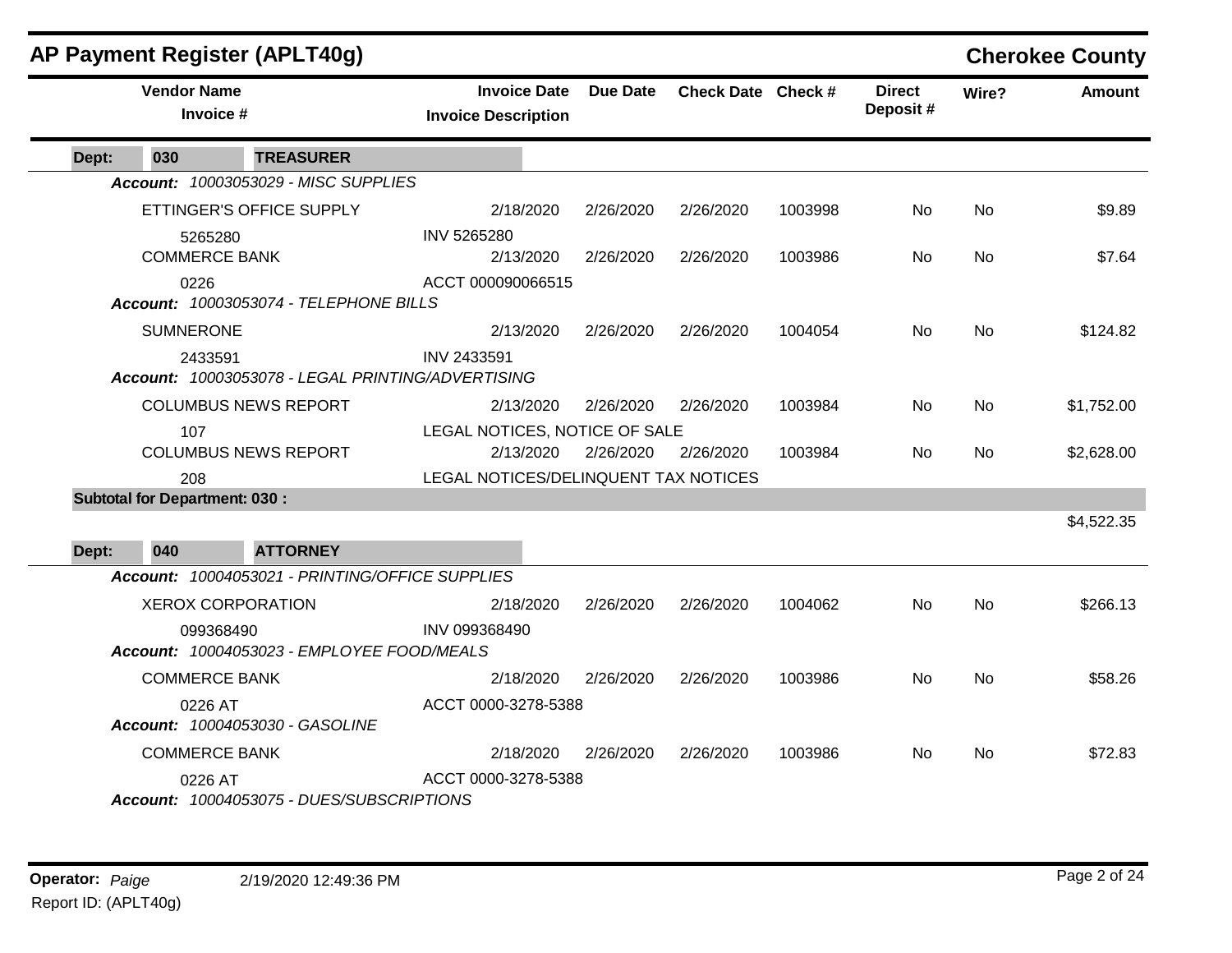## AP Payment Register (APLT40g)

**Cherokee County**

| Vendor Name / Invoice # | Invoice Date / Invoice Description | Due Date | Check Date | Check # | Direct Deposit # | Wire? | Amount |
|---|---|---|---|---|---|---|---|
| **Dept: 030 TREASURER** | | | | | | | |
| ***Account: 10003053029 - MISC SUPPLIES*** | | | | | | | |
| ETTINGER'S OFFICE SUPPLY | 2/18/2020 | 2/26/2020 | 2/26/2020 | 1003998 | No | No | $9.89 |
| 5265280 | INV 5265280 | | | | | | |
| COMMERCE BANK | 2/13/2020 | 2/26/2020 | 2/26/2020 | 1003986 | No | No | $7.64 |
| 0226 | ACCT 000090066515 | | | | | | |
| ***Account: 10003053074 - TELEPHONE BILLS*** | | | | | | | |
| SUMNERONE | 2/13/2020 | 2/26/2020 | 2/26/2020 | 1004054 | No | No | $124.82 |
| 2433591 | INV 2433591 | | | | | | |
| ***Account: 10003053078 - LEGAL PRINTING/ADVERTISING*** | | | | | | | |
| COLUMBUS NEWS REPORT | 2/13/2020 | 2/26/2020 | 2/26/2020 | 1003984 | No | No | $1,752.00 |
| 107 | LEGAL NOTICES, NOTICE OF SALE | | | | | | |
| COLUMBUS NEWS REPORT | 2/13/2020 | 2/26/2020 | 2/26/2020 | 1003984 | No | No | $2,628.00 |
| 208 | LEGAL NOTICES/DELINQUENT TAX NOTICES | | | | | | |
| **Subtotal for Department: 030 :** | | | | | | | $4,522.35 |
| **Dept: 040 ATTORNEY** | | | | | | | |
| ***Account: 10004053021 - PRINTING/OFFICE SUPPLIES*** | | | | | | | |
| XEROX CORPORATION | 2/18/2020 | 2/26/2020 | 2/26/2020 | 1004062 | No | No | $266.13 |
| 099368490 | INV 099368490 | | | | | | |
| ***Account: 10004053023 - EMPLOYEE FOOD/MEALS*** | | | | | | | |
| COMMERCE BANK | 2/18/2020 | 2/26/2020 | 2/26/2020 | 1003986 | No | No | $58.26 |
| 0226 AT | ACCT 0000-3278-5388 | | | | | | |
| ***Account: 10004053030 - GASOLINE*** | | | | | | | |
| COMMERCE BANK | 2/18/2020 | 2/26/2020 | 2/26/2020 | 1003986 | No | No | $72.83 |
| 0226 AT | ACCT 0000-3278-5388 | | | | | | |
| ***Account: 10004053075 - DUES/SUBSCRIPTIONS*** | | | | | | | |

**Operator:** *Paige* 2/19/2020 12:49:36 PM
Report ID: (APLT40g)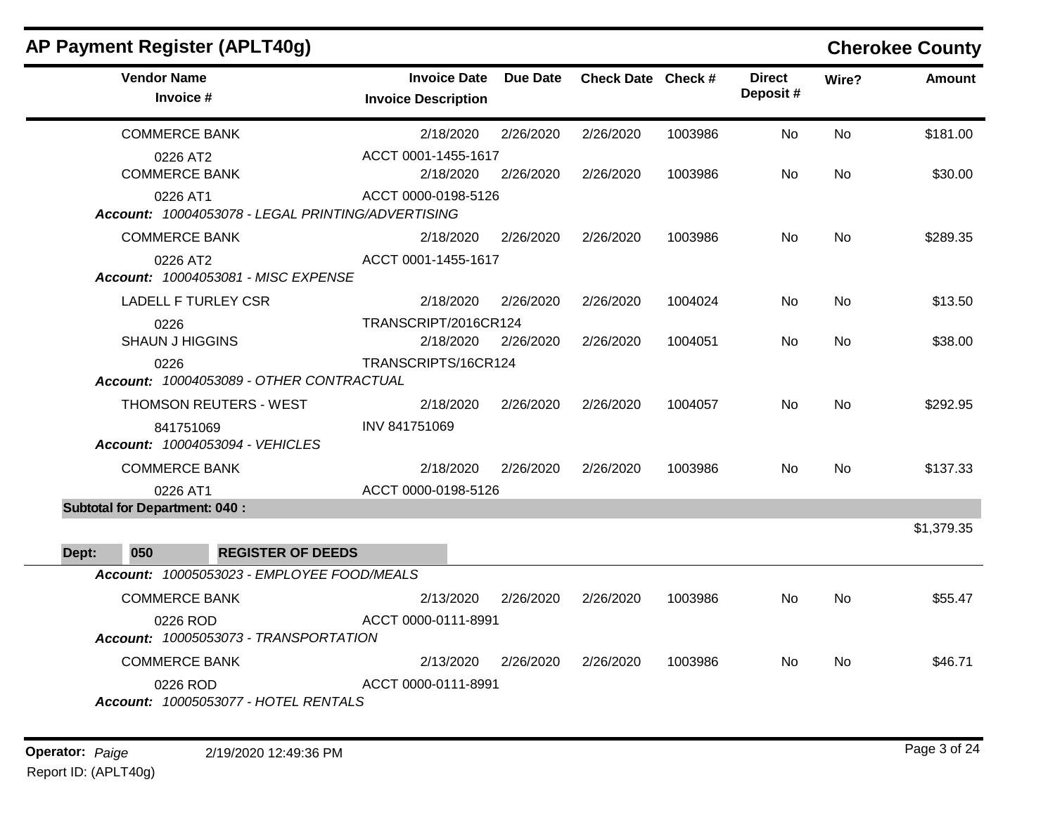## AP Payment Register (APLT40g)

**Cherokee County**

| Vendor Name / Invoice # | Invoice Date / Invoice Description | Due Date | Check Date | Check # | Direct Deposit # | Wire? | Amount |
|---|---|---|---|---|---|---|---|
| COMMERCE BANK | 2/18/2020 | 2/26/2020 | 2/26/2020 | 1003986 | No | No | $181.00 |
| 0226 AT2 | ACCT 0001-1455-1617 | | | | | | |
| COMMERCE BANK | 2/18/2020 | 2/26/2020 | 2/26/2020 | 1003986 | No | No | $30.00 |
| 0226 AT1 | ACCT 0000-0198-5126 | | | | | | |
| ***Account:*** *10004053078 - LEGAL PRINTING/ADVERTISING* | | | | | | | |
| COMMERCE BANK | 2/18/2020 | 2/26/2020 | 2/26/2020 | 1003986 | No | No | $289.35 |
| 0226 AT2 | ACCT 0001-1455-1617 | | | | | | |
| ***Account:*** *10004053081 - MISC EXPENSE* | | | | | | | |
| LADELL F TURLEY CSR | 2/18/2020 | 2/26/2020 | 2/26/2020 | 1004024 | No | No | $13.50 |
| 0226 | TRANSCRIPT/2016CR124 | | | | | | |
| SHAUN J HIGGINS | 2/18/2020 | 2/26/2020 | 2/26/2020 | 1004051 | No | No | $38.00 |
| 0226 | TRANSCRIPTS/16CR124 | | | | | | |
| ***Account:*** *10004053089 - OTHER CONTRACTUAL* | | | | | | | |
| THOMSON REUTERS - WEST | 2/18/2020 | 2/26/2020 | 2/26/2020 | 1004057 | No | No | $292.95 |
| 841751069 | INV 841751069 | | | | | | |
| ***Account:*** *10004053094 - VEHICLES* | | | | | | | |
| COMMERCE BANK | 2/18/2020 | 2/26/2020 | 2/26/2020 | 1003986 | No | No | $137.33 |
| 0226 AT1 | ACCT 0000-0198-5126 | | | | | | |
| **Subtotal for Department: 040 :** | | | | | | | $1,379.35 |

**Dept: 050 REGISTER OF DEEDS**

| Vendor Name / Invoice # | Invoice Date / Invoice Description | Due Date | Check Date | Check # | Direct Deposit # | Wire? | Amount |
|---|---|---|---|---|---|---|---|
| ***Account:*** *10005053023 - EMPLOYEE FOOD/MEALS* | | | | | | | |
| COMMERCE BANK | 2/13/2020 | 2/26/2020 | 2/26/2020 | 1003986 | No | No | $55.47 |
| 0226 ROD | ACCT 0000-0111-8991 | | | | | | |
| ***Account:*** *10005053073 - TRANSPORTATION* | | | | | | | |
| COMMERCE BANK | 2/13/2020 | 2/26/2020 | 2/26/2020 | 1003986 | No | No | $46.71 |
| 0226 ROD | ACCT 0000-0111-8991 | | | | | | |
| ***Account:*** *10005053077 - HOTEL RENTALS* | | | | | | | |

**Operator:** *Paige* 2/19/2020 12:49:36 PM

Report ID: (APLT40g)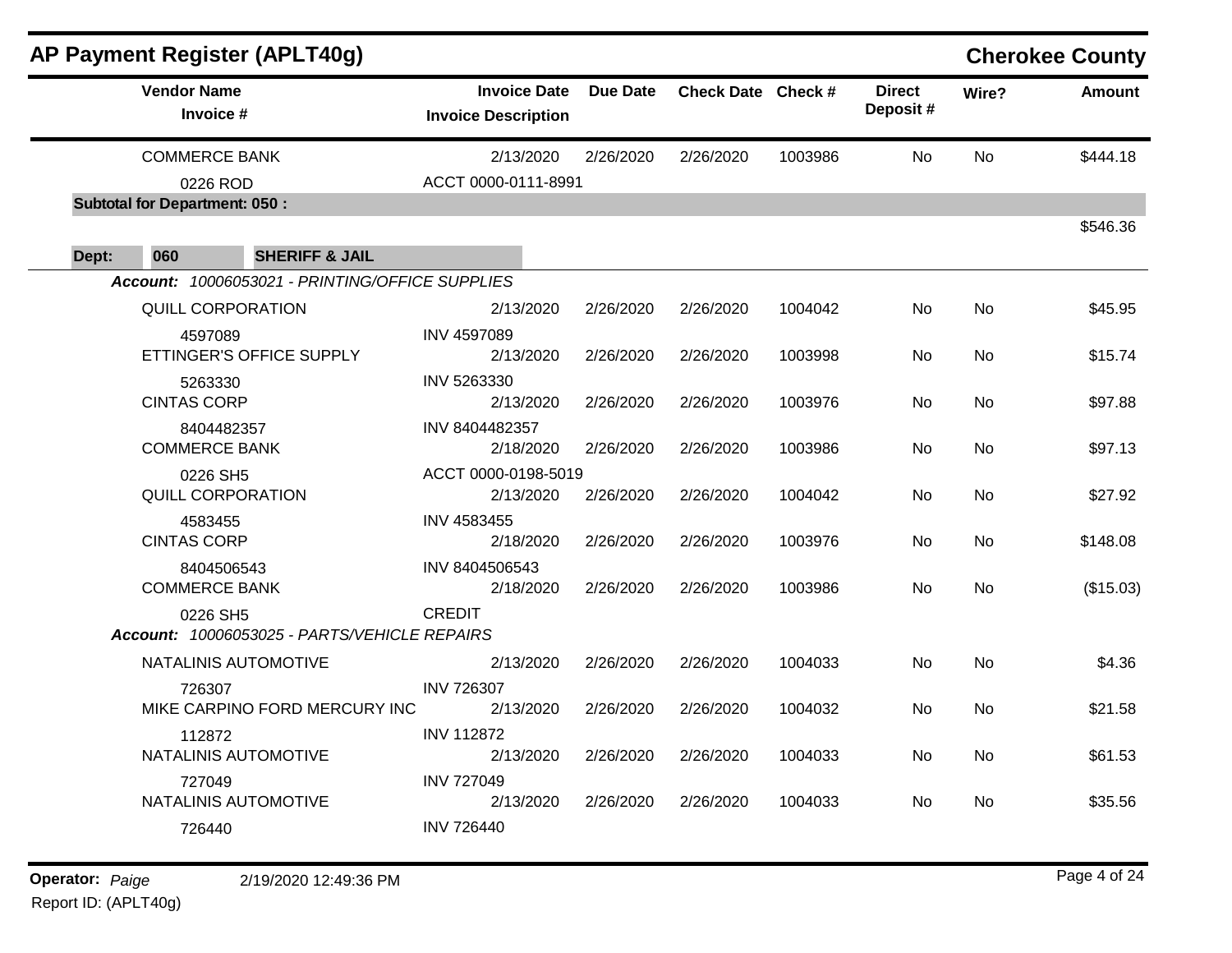# AP Payment Register (APLT40g)

## Cherokee County

| Vendor Name / Invoice # | Invoice Date / Invoice Description | Due Date | Check Date | Check # | Direct Deposit # | Wire? | Amount |
|---|---|---|---|---|---|---|---|
| COMMERCE BANK | 2/13/2020 | 2/26/2020 | 2/26/2020 | 1003986 | No | No | $444.18 |
| 0226 ROD | ACCT 0000-0111-8991 | | | | | | |
| **Subtotal for Department: 050 :** | | | | | | | $546.36 |

**Dept: 060 SHERIFF & JAIL**

***Account:*** *10006053021 - PRINTING/OFFICE SUPPLIES*

| Vendor Name / Invoice # | Invoice Date / Invoice Description | Due Date | Check Date | Check # | Direct Deposit # | Wire? | Amount |
|---|---|---|---|---|---|---|---|
| QUILL CORPORATION | 2/13/2020 | 2/26/2020 | 2/26/2020 | 1004042 | No | No | $45.95 |
| 4597089 | INV 4597089 | | | | | | |
| ETTINGER'S OFFICE SUPPLY | 2/13/2020 | 2/26/2020 | 2/26/2020 | 1003998 | No | No | $15.74 |
| 5263330 | INV 5263330 | | | | | | |
| CINTAS CORP | 2/13/2020 | 2/26/2020 | 2/26/2020 | 1003976 | No | No | $97.88 |
| 8404482357 | INV 8404482357 | | | | | | |
| COMMERCE BANK | 2/18/2020 | 2/26/2020 | 2/26/2020 | 1003986 | No | No | $97.13 |
| 0226 SH5 | ACCT 0000-0198-5019 | | | | | | |
| QUILL CORPORATION | 2/13/2020 | 2/26/2020 | 2/26/2020 | 1004042 | No | No | $27.92 |
| 4583455 | INV 4583455 | | | | | | |
| CINTAS CORP | 2/18/2020 | 2/26/2020 | 2/26/2020 | 1003976 | No | No | $148.08 |
| 8404506543 | INV 8404506543 | | | | | | |
| COMMERCE BANK | 2/18/2020 | 2/26/2020 | 2/26/2020 | 1003986 | No | No | ($15.03) |
| 0226 SH5 | CREDIT | | | | | | |

***Account:*** *10006053025 - PARTS/VEHICLE REPAIRS*

| Vendor Name / Invoice # | Invoice Date / Invoice Description | Due Date | Check Date | Check # | Direct Deposit # | Wire? | Amount |
|---|---|---|---|---|---|---|---|
| NATALINIS AUTOMOTIVE | 2/13/2020 | 2/26/2020 | 2/26/2020 | 1004033 | No | No | $4.36 |
| 726307 | INV 726307 | | | | | | |
| MIKE CARPINO FORD MERCURY INC | 2/13/2020 | 2/26/2020 | 2/26/2020 | 1004032 | No | No | $21.58 |
| 112872 | INV 112872 | | | | | | |
| NATALINIS AUTOMOTIVE | 2/13/2020 | 2/26/2020 | 2/26/2020 | 1004033 | No | No | $61.53 |
| 727049 | INV 727049 | | | | | | |
| NATALINIS AUTOMOTIVE | 2/13/2020 | 2/26/2020 | 2/26/2020 | 1004033 | No | No | $35.56 |
| 726440 | INV 726440 | | | | | | |

**Operator:** *Paige* 2/19/2020 12:49:36 PM

Report ID: (APLT40g)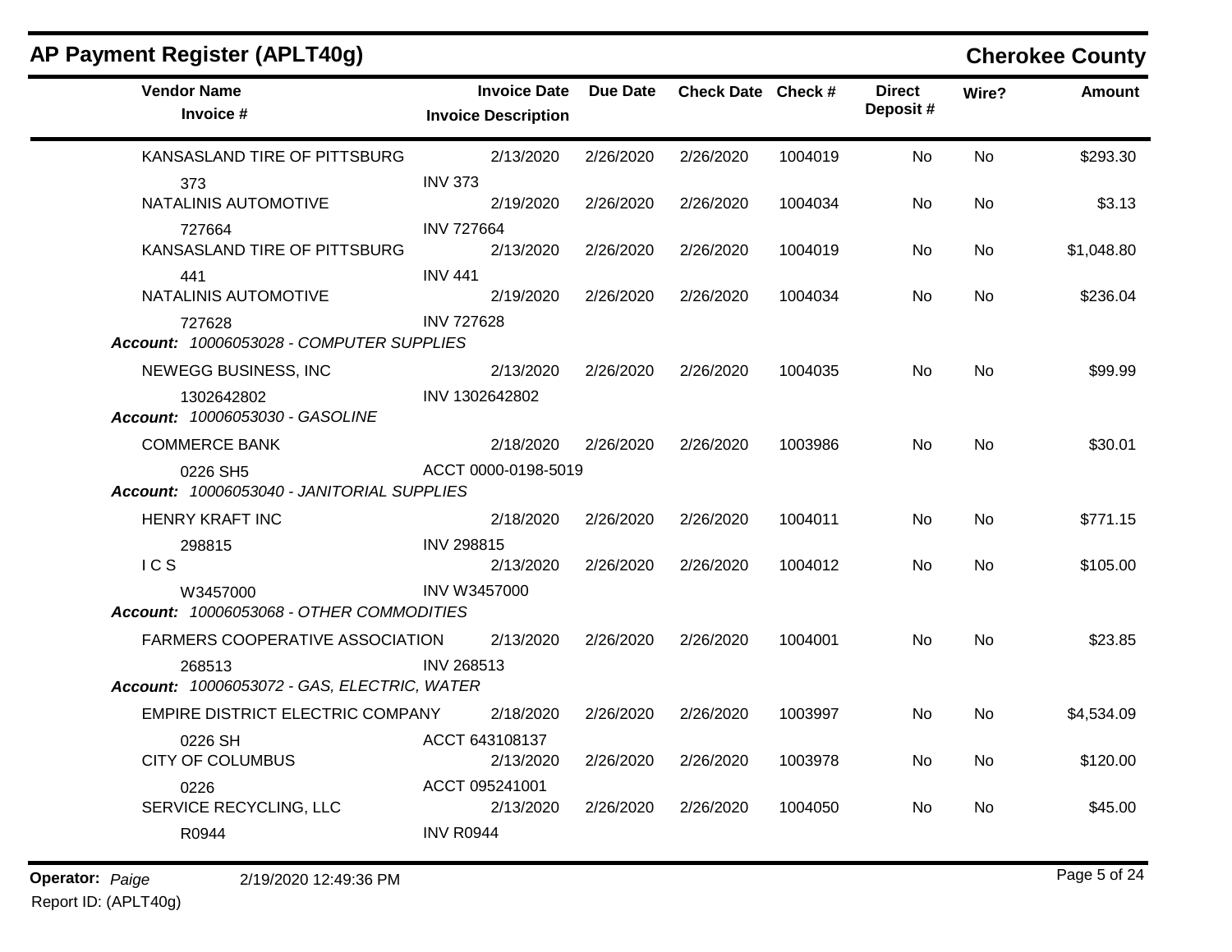## AP Payment Register (APLT40g)

**Cherokee County**

| Vendor Name / Invoice # | Invoice Date / Invoice Description | Due Date | Check Date | Check # | Direct Deposit # | Wire? | Amount |
|---|---|---|---|---|---|---|---|
| KANSASLAND TIRE OF PITTSBURG | 2/13/2020 | 2/26/2020 | 2/26/2020 | 1004019 | No | No | $293.30 |
| 373 | INV 373 | | | | | | |
| NATALINIS AUTOMOTIVE | 2/19/2020 | 2/26/2020 | 2/26/2020 | 1004034 | No | No | $3.13 |
| 727664 | INV 727664 | | | | | | |
| KANSASLAND TIRE OF PITTSBURG | 2/13/2020 | 2/26/2020 | 2/26/2020 | 1004019 | No | No | $1,048.80 |
| 441 | INV 441 | | | | | | |
| NATALINIS AUTOMOTIVE | 2/19/2020 | 2/26/2020 | 2/26/2020 | 1004034 | No | No | $236.04 |
| 727628 | INV 727628 | | | | | | |
| ***Account:** 10006053028 - COMPUTER SUPPLIES* | | | | | | | |
| NEWEGG BUSINESS, INC | 2/13/2020 | 2/26/2020 | 2/26/2020 | 1004035 | No | No | $99.99 |
| 1302642802 | INV 1302642802 | | | | | | |
| ***Account:** 10006053030 - GASOLINE* | | | | | | | |
| COMMERCE BANK | 2/18/2020 | 2/26/2020 | 2/26/2020 | 1003986 | No | No | $30.01 |
| 0226 SH5 | ACCT 0000-0198-5019 | | | | | | |
| ***Account:** 10006053040 - JANITORIAL SUPPLIES* | | | | | | | |
| HENRY KRAFT INC | 2/18/2020 | 2/26/2020 | 2/26/2020 | 1004011 | No | No | $771.15 |
| 298815 | INV 298815 | | | | | | |
| I C S | 2/13/2020 | 2/26/2020 | 2/26/2020 | 1004012 | No | No | $105.00 |
| W3457000 | INV W3457000 | | | | | | |
| ***Account:** 10006053068 - OTHER COMMODITIES* | | | | | | | |
| FARMERS COOPERATIVE ASSOCIATION | 2/13/2020 | 2/26/2020 | 2/26/2020 | 1004001 | No | No | $23.85 |
| 268513 | INV 268513 | | | | | | |
| ***Account:** 10006053072 - GAS, ELECTRIC, WATER* | | | | | | | |
| EMPIRE DISTRICT ELECTRIC COMPANY | 2/18/2020 | 2/26/2020 | 2/26/2020 | 1003997 | No | No | $4,534.09 |
| 0226 SH | ACCT 643108137 | | | | | | |
| CITY OF COLUMBUS | 2/13/2020 | 2/26/2020 | 2/26/2020 | 1003978 | No | No | $120.00 |
| 0226 | ACCT 095241001 | | | | | | |
| SERVICE RECYCLING, LLC | 2/13/2020 | 2/26/2020 | 2/26/2020 | 1004050 | No | No | $45.00 |
| R0944 | INV R0944 | | | | | | |

**Operator:** *Paige* 2/19/2020 12:49:36 PM

Report ID: (APLT40g)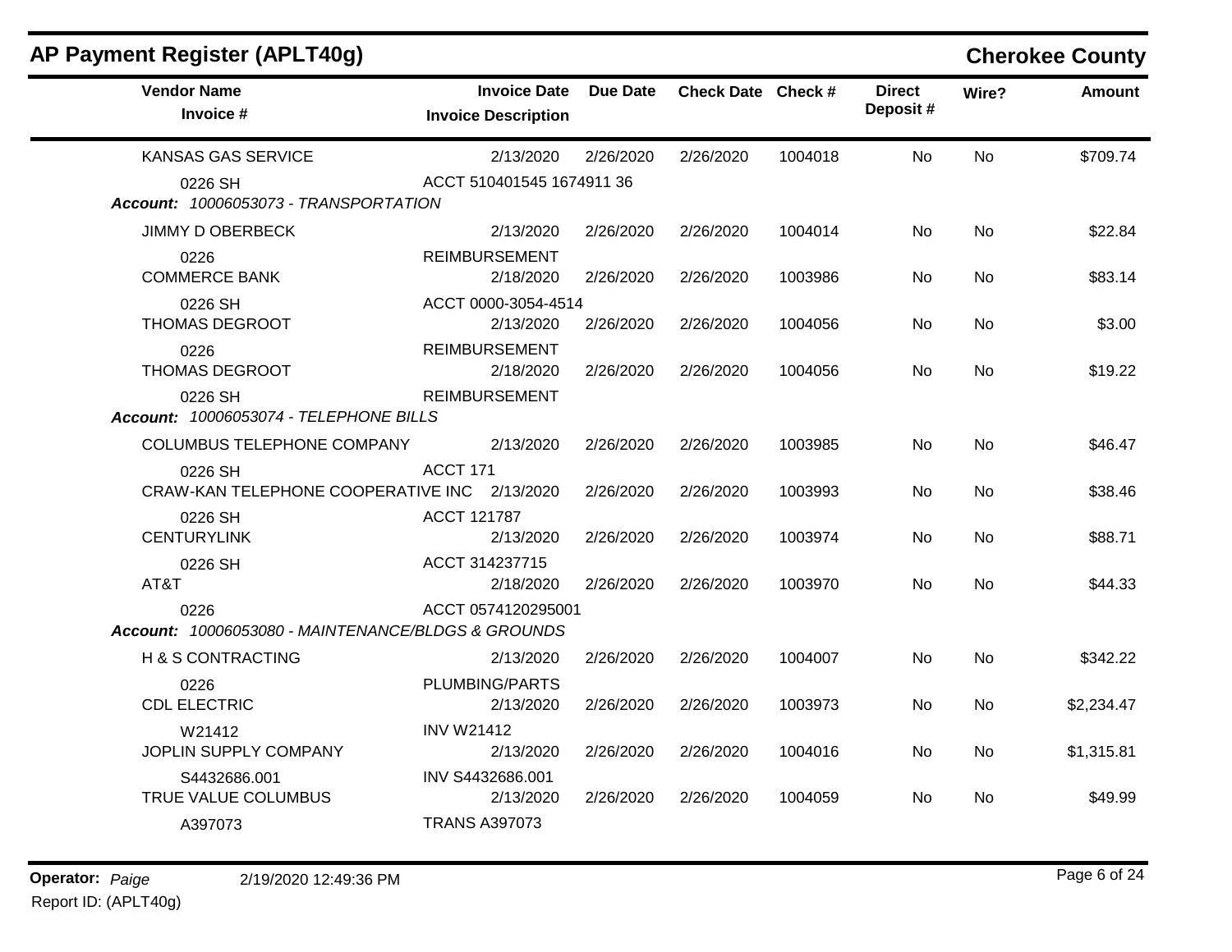# AP Payment Register (APLT40g)

**Cherokee County**

| Vendor Name / Invoice # | Invoice Date / Invoice Description | Due Date | Check Date | Check # | Direct Deposit # | Wire? | Amount |
|---|---|---|---|---|---|---|---|
| KANSAS GAS SERVICE | 2/13/2020 | 2/26/2020 | 2/26/2020 | 1004018 | No | No | $709.74 |
| 0226 SH | ACCT 510401545 1674911 36 | | | | | | |
| ***Account:** 10006053073 - TRANSPORTATION* | | | | | | | |
| JIMMY D OBERBECK | 2/13/2020 | 2/26/2020 | 2/26/2020 | 1004014 | No | No | $22.84 |
| 0226 | REIMBURSEMENT | | | | | | |
| COMMERCE BANK | 2/18/2020 | 2/26/2020 | 2/26/2020 | 1003986 | No | No | $83.14 |
| 0226 SH | ACCT 0000-3054-4514 | | | | | | |
| THOMAS DEGROOT | 2/13/2020 | 2/26/2020 | 2/26/2020 | 1004056 | No | No | $3.00 |
| 0226 | REIMBURSEMENT | | | | | | |
| THOMAS DEGROOT | 2/18/2020 | 2/26/2020 | 2/26/2020 | 1004056 | No | No | $19.22 |
| 0226 SH | REIMBURSEMENT | | | | | | |
| ***Account:** 10006053074 - TELEPHONE BILLS* | | | | | | | |
| COLUMBUS TELEPHONE COMPANY | 2/13/2020 | 2/26/2020 | 2/26/2020 | 1003985 | No | No | $46.47 |
| 0226 SH | ACCT 171 | | | | | | |
| CRAW-KAN TELEPHONE COOPERATIVE INC | 2/13/2020 | 2/26/2020 | 2/26/2020 | 1003993 | No | No | $38.46 |
| 0226 SH | ACCT 121787 | | | | | | |
| CENTURYLINK | 2/13/2020 | 2/26/2020 | 2/26/2020 | 1003974 | No | No | $88.71 |
| 0226 SH | ACCT 314237715 | | | | | | |
| AT&T | 2/18/2020 | 2/26/2020 | 2/26/2020 | 1003970 | No | No | $44.33 |
| 0226 | ACCT 0574120295001 | | | | | | |
| ***Account:** 10006053080 - MAINTENANCE/BLDGS & GROUNDS* | | | | | | | |
| H & S CONTRACTING | 2/13/2020 | 2/26/2020 | 2/26/2020 | 1004007 | No | No | $342.22 |
| 0226 | PLUMBING/PARTS | | | | | | |
| CDL ELECTRIC | 2/13/2020 | 2/26/2020 | 2/26/2020 | 1003973 | No | No | $2,234.47 |
| W21412 | INV W21412 | | | | | | |
| JOPLIN SUPPLY COMPANY | 2/13/2020 | 2/26/2020 | 2/26/2020 | 1004016 | No | No | $1,315.81 |
| S4432686.001 | INV S4432686.001 | | | | | | |
| TRUE VALUE COLUMBUS | 2/13/2020 | 2/26/2020 | 2/26/2020 | 1004059 | No | No | $49.99 |
| A397073 | TRANS A397073 | | | | | | |

**Operator:** *Paige* 2/19/2020 12:49:36 PM

Report ID: (APLT40g)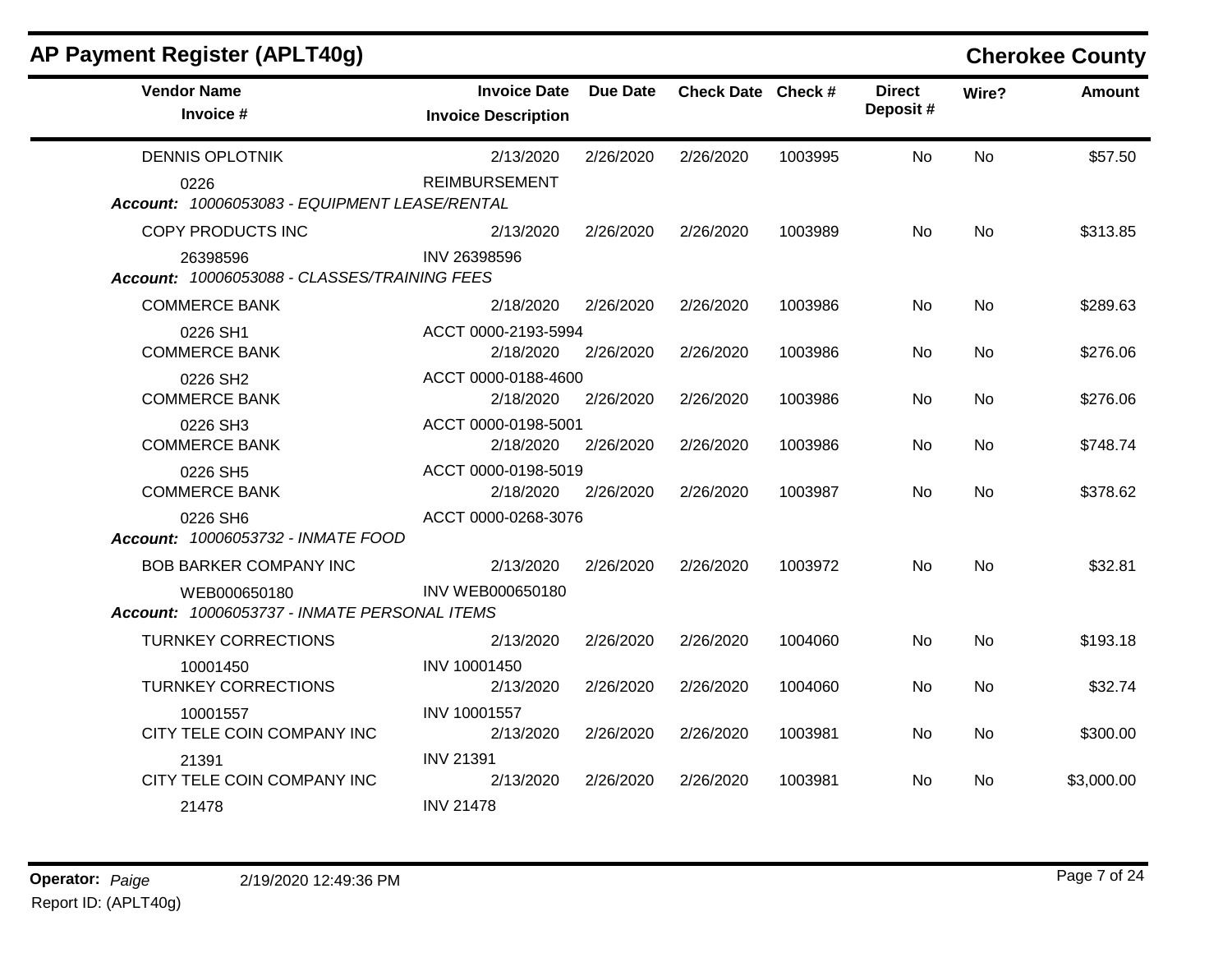## AP Payment Register (APLT40g)

## Cherokee County

| Vendor Name / Invoice # | Invoice Date / Invoice Description | Due Date | Check Date | Check # | Direct Deposit # | Wire? | Amount |
|---|---|---|---|---|---|---|---|
| DENNIS OPLOTNIK | 2/13/2020 | 2/26/2020 | 2/26/2020 | 1003995 | No | No | $57.50 |
| 0226 | REIMBURSEMENT | | | | | | |
| *Account: 10006053083 - EQUIPMENT LEASE/RENTAL* | | | | | | | |
| COPY PRODUCTS INC | 2/13/2020 | 2/26/2020 | 2/26/2020 | 1003989 | No | No | $313.85 |
| 26398596 | INV 26398596 | | | | | | |
| *Account: 10006053088 - CLASSES/TRAINING FEES* | | | | | | | |
| COMMERCE BANK | 2/18/2020 | 2/26/2020 | 2/26/2020 | 1003986 | No | No | $289.63 |
| 0226 SH1 | ACCT 0000-2193-5994 | | | | | | |
| COMMERCE BANK | 2/18/2020 | 2/26/2020 | 2/26/2020 | 1003986 | No | No | $276.06 |
| 0226 SH2 | ACCT 0000-0188-4600 | | | | | | |
| COMMERCE BANK | 2/18/2020 | 2/26/2020 | 2/26/2020 | 1003986 | No | No | $276.06 |
| 0226 SH3 | ACCT 0000-0198-5001 | | | | | | |
| COMMERCE BANK | 2/18/2020 | 2/26/2020 | 2/26/2020 | 1003986 | No | No | $748.74 |
| 0226 SH5 | ACCT 0000-0198-5019 | | | | | | |
| COMMERCE BANK | 2/18/2020 | 2/26/2020 | 2/26/2020 | 1003987 | No | No | $378.62 |
| 0226 SH6 | ACCT 0000-0268-3076 | | | | | | |
| *Account: 10006053732 - INMATE FOOD* | | | | | | | |
| BOB BARKER COMPANY INC | 2/13/2020 | 2/26/2020 | 2/26/2020 | 1003972 | No | No | $32.81 |
| WEB000650180 | INV WEB000650180 | | | | | | |
| *Account: 10006053737 - INMATE PERSONAL ITEMS* | | | | | | | |
| TURNKEY CORRECTIONS | 2/13/2020 | 2/26/2020 | 2/26/2020 | 1004060 | No | No | $193.18 |
| 10001450 | INV 10001450 | | | | | | |
| TURNKEY CORRECTIONS | 2/13/2020 | 2/26/2020 | 2/26/2020 | 1004060 | No | No | $32.74 |
| 10001557 | INV 10001557 | | | | | | |
| CITY TELE COIN COMPANY INC | 2/13/2020 | 2/26/2020 | 2/26/2020 | 1003981 | No | No | $300.00 |
| 21391 | INV 21391 | | | | | | |
| CITY TELE COIN COMPANY INC | 2/13/2020 | 2/26/2020 | 2/26/2020 | 1003981 | No | No | $3,000.00 |
| 21478 | INV 21478 | | | | | | |

**Operator:** *Paige* 2/19/2020 12:49:36 PM

Report ID: (APLT40g)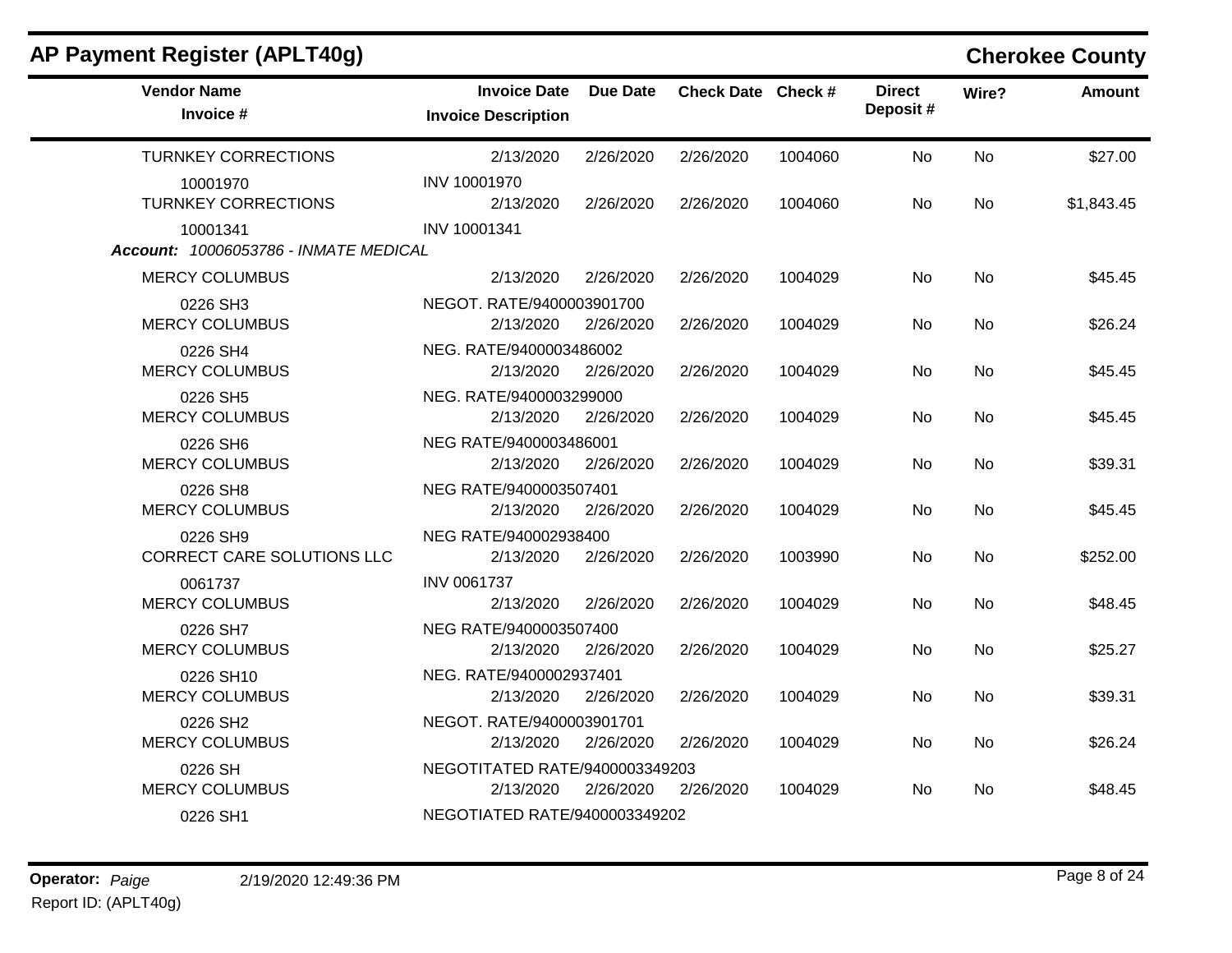## AP Payment Register (APLT40g)

**Cherokee County**

| Vendor Name / Invoice # | Invoice Date / Invoice Description | Due Date | Check Date | Check # | Direct Deposit # | Wire? | Amount |
|---|---|---|---|---|---|---|---|
| TURNKEY CORRECTIONS | 2/13/2020 | 2/26/2020 | 2/26/2020 | 1004060 | No | No | $27.00 |
| 10001970 | INV 10001970 | | | | | | |
| TURNKEY CORRECTIONS | 2/13/2020 | 2/26/2020 | 2/26/2020 | 1004060 | No | No | $1,843.45 |
| 10001341 | INV 10001341 | | | | | | |
| ***Account:** 10006053786 - INMATE MEDICAL* | | | | | | | |
| MERCY COLUMBUS | 2/13/2020 | 2/26/2020 | 2/26/2020 | 1004029 | No | No | $45.45 |
| 0226 SH3 | NEGOT. RATE/9400003901700 | | | | | | |
| MERCY COLUMBUS | 2/13/2020 | 2/26/2020 | 2/26/2020 | 1004029 | No | No | $26.24 |
| 0226 SH4 | NEG. RATE/9400003486002 | | | | | | |
| MERCY COLUMBUS | 2/13/2020 | 2/26/2020 | 2/26/2020 | 1004029 | No | No | $45.45 |
| 0226 SH5 | NEG. RATE/9400003299000 | | | | | | |
| MERCY COLUMBUS | 2/13/2020 | 2/26/2020 | 2/26/2020 | 1004029 | No | No | $45.45 |
| 0226 SH6 | NEG RATE/9400003486001 | | | | | | |
| MERCY COLUMBUS | 2/13/2020 | 2/26/2020 | 2/26/2020 | 1004029 | No | No | $39.31 |
| 0226 SH8 | NEG RATE/9400003507401 | | | | | | |
| MERCY COLUMBUS | 2/13/2020 | 2/26/2020 | 2/26/2020 | 1004029 | No | No | $45.45 |
| 0226 SH9 | NEG RATE/940002938400 | | | | | | |
| CORRECT CARE SOLUTIONS LLC | 2/13/2020 | 2/26/2020 | 2/26/2020 | 1003990 | No | No | $252.00 |
| 0061737 | INV 0061737 | | | | | | |
| MERCY COLUMBUS | 2/13/2020 | 2/26/2020 | 2/26/2020 | 1004029 | No | No | $48.45 |
| 0226 SH7 | NEG RATE/9400003507400 | | | | | | |
| MERCY COLUMBUS | 2/13/2020 | 2/26/2020 | 2/26/2020 | 1004029 | No | No | $25.27 |
| 0226 SH10 | NEG. RATE/9400002937401 | | | | | | |
| MERCY COLUMBUS | 2/13/2020 | 2/26/2020 | 2/26/2020 | 1004029 | No | No | $39.31 |
| 0226 SH2 | NEGOT. RATE/9400003901701 | | | | | | |
| MERCY COLUMBUS | 2/13/2020 | 2/26/2020 | 2/26/2020 | 1004029 | No | No | $26.24 |
| 0226 SH | NEGOTITATED RATE/9400003349203 | | | | | | |
| MERCY COLUMBUS | 2/13/2020 | 2/26/2020 | 2/26/2020 | 1004029 | No | No | $48.45 |
| 0226 SH1 | NEGOTIATED RATE/9400003349202 | | | | | | |

**Operator:** *Paige* 2/19/2020 12:49:36 PM

Report ID: (APLT40g)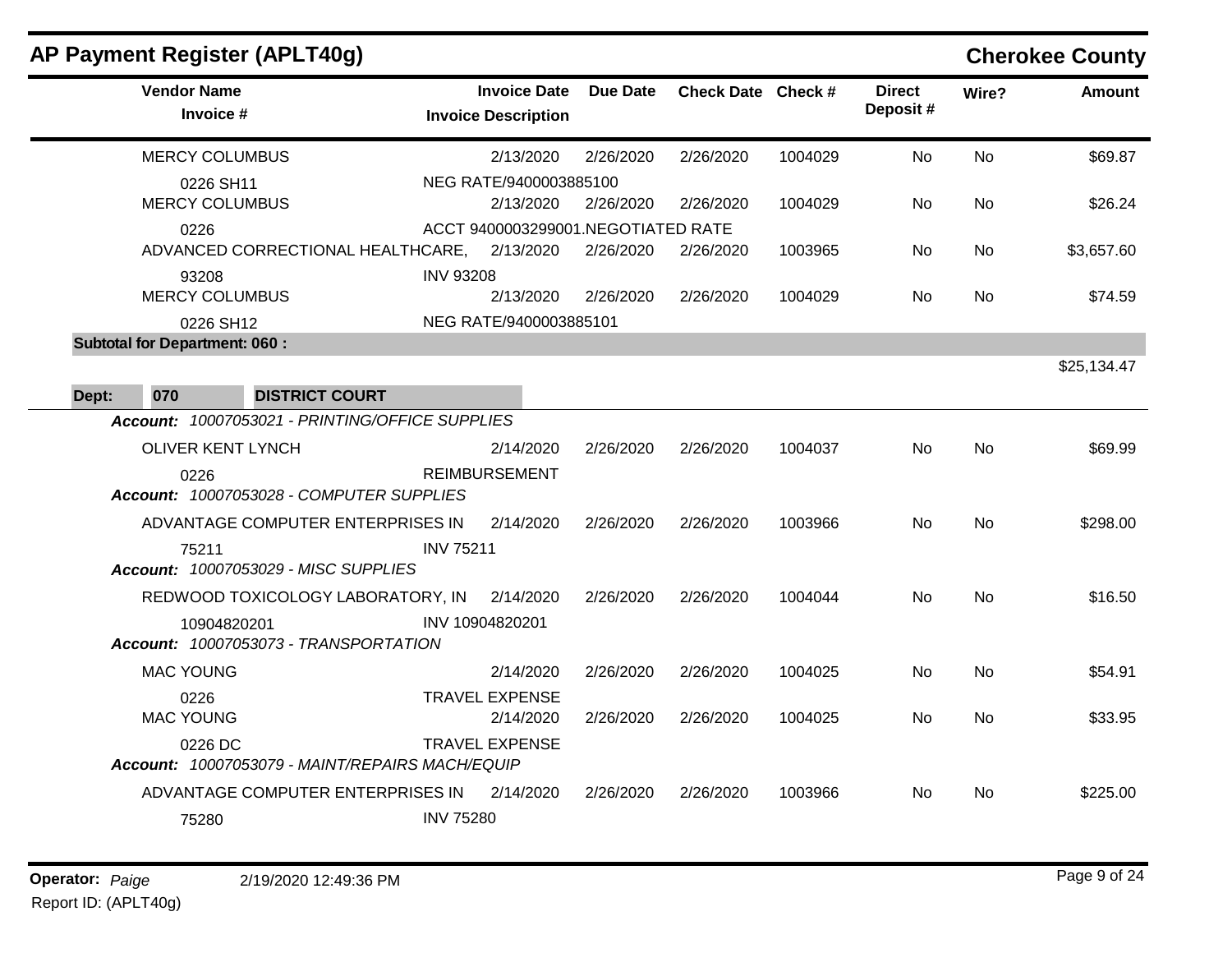## AP Payment Register (APLT40g)

**Cherokee County**

| Vendor Name / Invoice # | Invoice Date / Invoice Description | Due Date | Check Date | Check # | Direct Deposit # | Wire? | Amount |
|---|---|---|---|---|---|---|---|
| MERCY COLUMBUS | 2/13/2020 | 2/26/2020 | 2/26/2020 | 1004029 | No | No | $69.87 |
| 0226 SH11 | NEG RATE/9400003885100 | | | | | | |
| MERCY COLUMBUS | 2/13/2020 | 2/26/2020 | 2/26/2020 | 1004029 | No | No | $26.24 |
| 0226 | ACCT 9400003299001.NEGOTIATED RATE | | | | | | |
| ADVANCED CORRECTIONAL HEALTHCARE, | 2/13/2020 | 2/26/2020 | 2/26/2020 | 1003965 | No | No | $3,657.60 |
| 93208 | INV 93208 | | | | | | |
| MERCY COLUMBUS | 2/13/2020 | 2/26/2020 | 2/26/2020 | 1004029 | No | No | $74.59 |
| 0226 SH12 | NEG RATE/9400003885101 | | | | | | |
| **Subtotal for Department: 060 :** | | | | | | | $25,134.47 |

**Dept: 070 DISTRICT COURT**

| Vendor Name / Invoice # | Invoice Date / Invoice Description | Due Date | Check Date | Check # | Direct Deposit # | Wire? | Amount |
|---|---|---|---|---|---|---|---|
| ***Account: 10007053021 - PRINTING/OFFICE SUPPLIES*** | | | | | | | |
| OLIVER KENT LYNCH | 2/14/2020 | 2/26/2020 | 2/26/2020 | 1004037 | No | No | $69.99 |
| 0226 | REIMBURSEMENT | | | | | | |
| ***Account: 10007053028 - COMPUTER SUPPLIES*** | | | | | | | |
| ADVANTAGE COMPUTER ENTERPRISES IN | 2/14/2020 | 2/26/2020 | 2/26/2020 | 1003966 | No | No | $298.00 |
| 75211 | INV 75211 | | | | | | |
| ***Account: 10007053029 - MISC SUPPLIES*** | | | | | | | |
| REDWOOD TOXICOLOGY LABORATORY, IN | 2/14/2020 | 2/26/2020 | 2/26/2020 | 1004044 | No | No | $16.50 |
| 10904820201 | INV 10904820201 | | | | | | |
| ***Account: 10007053073 - TRANSPORTATION*** | | | | | | | |
| MAC YOUNG | 2/14/2020 | 2/26/2020 | 2/26/2020 | 1004025 | No | No | $54.91 |
| 0226 | TRAVEL EXPENSE | | | | | | |
| MAC YOUNG | 2/14/2020 | 2/26/2020 | 2/26/2020 | 1004025 | No | No | $33.95 |
| 0226 DC | TRAVEL EXPENSE | | | | | | |
| ***Account: 10007053079 - MAINT/REPAIRS MACH/EQUIP*** | | | | | | | |
| ADVANTAGE COMPUTER ENTERPRISES IN | 2/14/2020 | 2/26/2020 | 2/26/2020 | 1003966 | No | No | $225.00 |
| 75280 | INV 75280 | | | | | | |

**Operator:** *Paige* 2/19/2020 12:49:36 PM

Report ID: (APLT40g)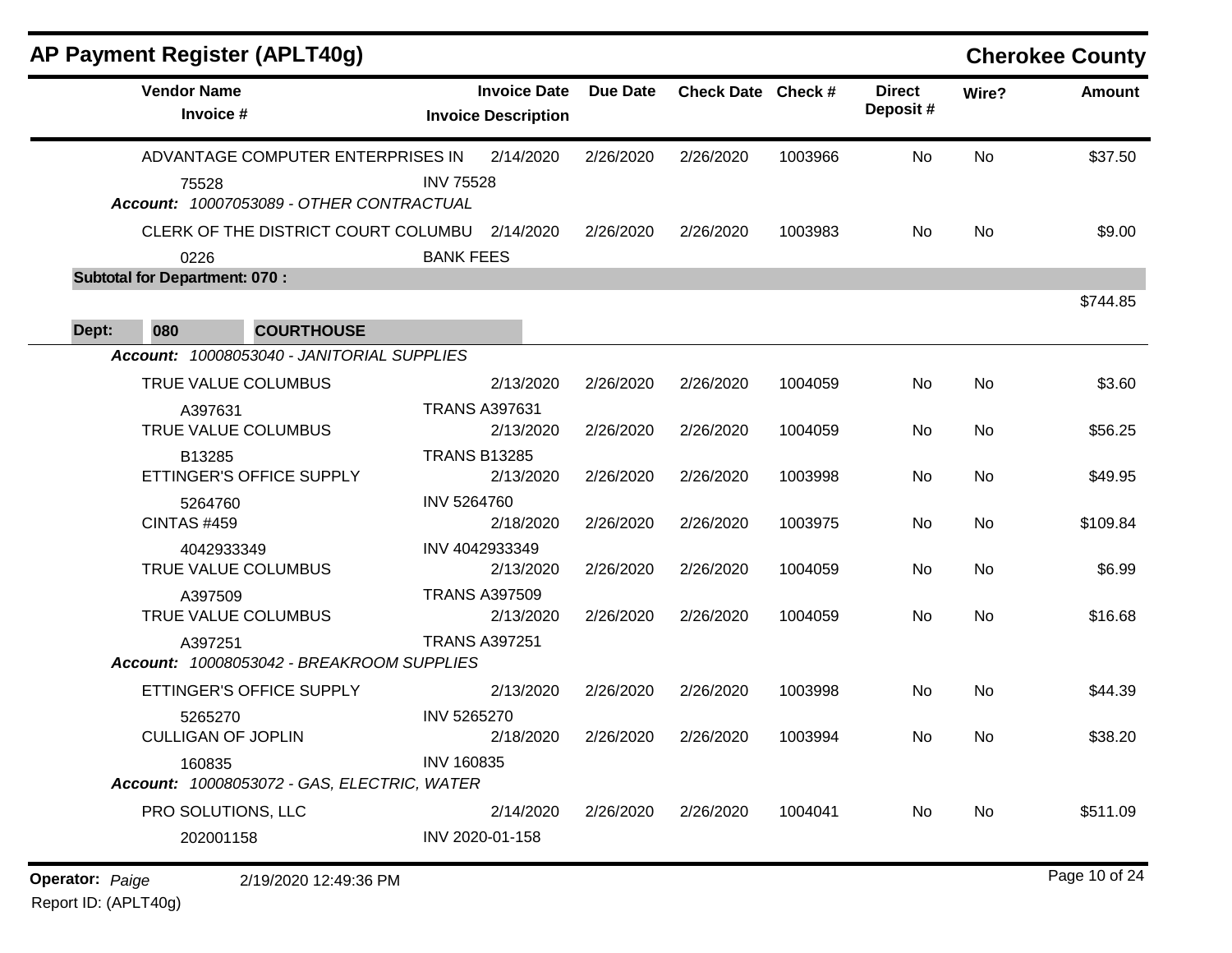## AP Payment Register (APLT40g)

**Cherokee County**

| Vendor Name / Invoice # | Invoice Date / Invoice Description | Due Date | Check Date | Check # | Direct Deposit # | Wire? | Amount |
|---|---|---|---|---|---|---|---|
| ADVANTAGE COMPUTER ENTERPRISES IN | 2/14/2020 | 2/26/2020 | 2/26/2020 | 1003966 | No | No | $37.50 |
| 75528 | INV 75528 | | | | | | |

*Account: 10007053089 - OTHER CONTRACTUAL*

| Vendor Name / Invoice # | Invoice Date / Invoice Description | Due Date | Check Date | Check # | Direct Deposit # | Wire? | Amount |
|---|---|---|---|---|---|---|---|
| CLERK OF THE DISTRICT COURT COLUMBU | 2/14/2020 | 2/26/2020 | 2/26/2020 | 1003983 | No | No | $9.00 |
| 0226 | BANK FEES | | | | | | |

**Subtotal for Department: 070 :** $744.85

**Dept: 080 COURTHOUSE**

*Account: 10008053040 - JANITORIAL SUPPLIES*

| Vendor Name / Invoice # | Invoice Date / Invoice Description | Due Date | Check Date | Check # | Direct Deposit # | Wire? | Amount |
|---|---|---|---|---|---|---|---|
| TRUE VALUE COLUMBUS | 2/13/2020 | 2/26/2020 | 2/26/2020 | 1004059 | No | No | $3.60 |
| A397631 | TRANS A397631 | | | | | | |
| TRUE VALUE COLUMBUS | 2/13/2020 | 2/26/2020 | 2/26/2020 | 1004059 | No | No | $56.25 |
| B13285 | TRANS B13285 | | | | | | |
| ETTINGER'S OFFICE SUPPLY | 2/13/2020 | 2/26/2020 | 2/26/2020 | 1003998 | No | No | $49.95 |
| 5264760 | INV 5264760 | | | | | | |
| CINTAS #459 | 2/18/2020 | 2/26/2020 | 2/26/2020 | 1003975 | No | No | $109.84 |
| 4042933349 | INV 4042933349 | | | | | | |
| TRUE VALUE COLUMBUS | 2/13/2020 | 2/26/2020 | 2/26/2020 | 1004059 | No | No | $6.99 |
| A397509 | TRANS A397509 | | | | | | |
| TRUE VALUE COLUMBUS | 2/13/2020 | 2/26/2020 | 2/26/2020 | 1004059 | No | No | $16.68 |
| A397251 | TRANS A397251 | | | | | | |

*Account: 10008053042 - BREAKROOM SUPPLIES*

| Vendor Name / Invoice # | Invoice Date / Invoice Description | Due Date | Check Date | Check # | Direct Deposit # | Wire? | Amount |
|---|---|---|---|---|---|---|---|
| ETTINGER'S OFFICE SUPPLY | 2/13/2020 | 2/26/2020 | 2/26/2020 | 1003998 | No | No | $44.39 |
| 5265270 | INV 5265270 | | | | | | |
| CULLIGAN OF JOPLIN | 2/18/2020 | 2/26/2020 | 2/26/2020 | 1003994 | No | No | $38.20 |
| 160835 | INV 160835 | | | | | | |

*Account: 10008053072 - GAS, ELECTRIC, WATER*

| Vendor Name / Invoice # | Invoice Date / Invoice Description | Due Date | Check Date | Check # | Direct Deposit # | Wire? | Amount |
|---|---|---|---|---|---|---|---|
| PRO SOLUTIONS, LLC | 2/14/2020 | 2/26/2020 | 2/26/2020 | 1004041 | No | No | $511.09 |
| 202001158 | INV 2020-01-158 | | | | | | |

**Operator:** *Paige* 2/19/2020 12:49:36 PM

Report ID: (APLT40g)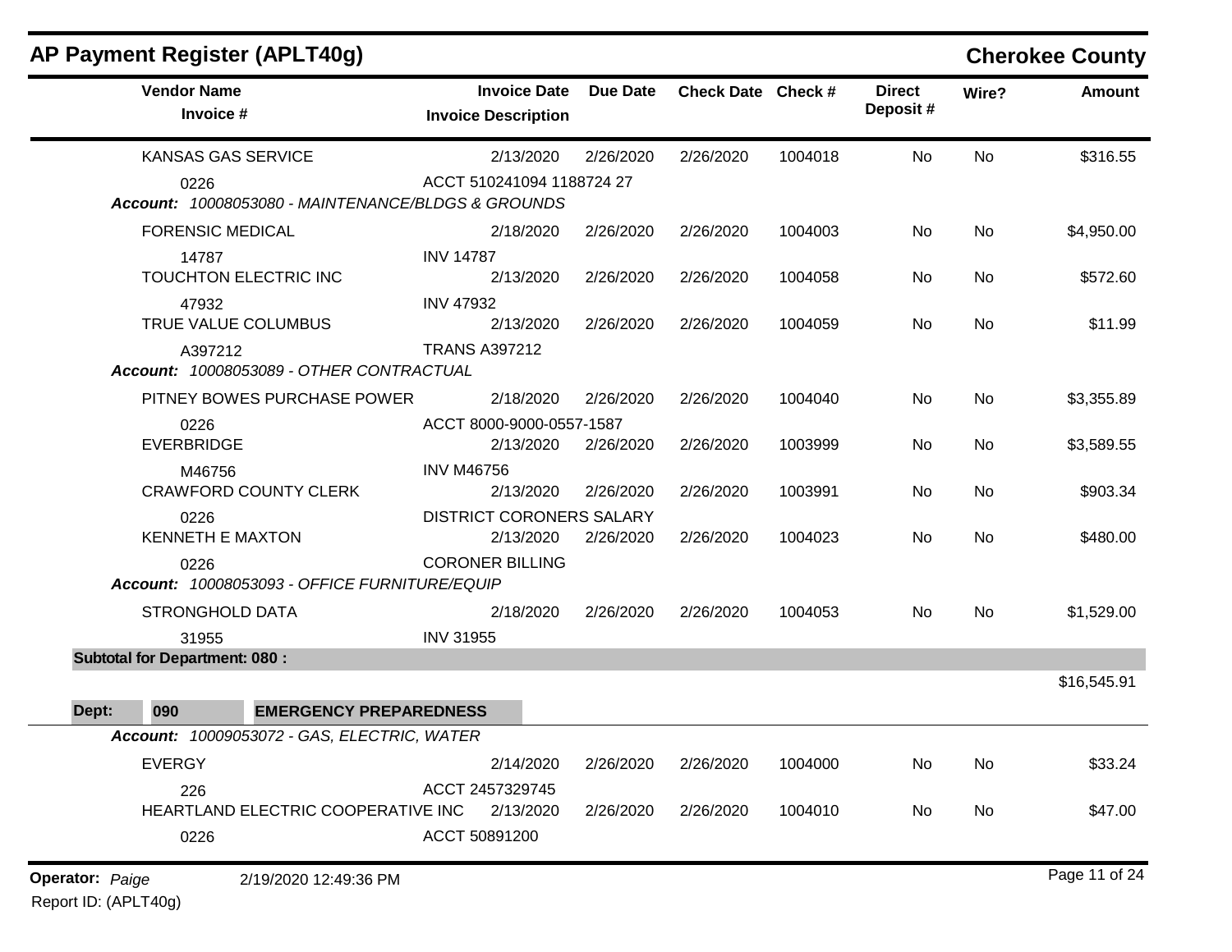## AP Payment Register (APLT40g)

**Cherokee County**

| Vendor Name / Invoice # | Invoice Date / Invoice Description | Due Date | Check Date | Check # | Direct Deposit # | Wire? | Amount |
|---|---|---|---|---|---|---|---|
| KANSAS GAS SERVICE | 2/13/2020 | 2/26/2020 | 2/26/2020 | 1004018 | No | No | $316.55 |
| 0226 | ACCT 510241094 1188724 27 | | | | | | |
| *Account: 10008053080 - MAINTENANCE/BLDGS & GROUNDS* | | | | | | | |
| FORENSIC MEDICAL | 2/18/2020 | 2/26/2020 | 2/26/2020 | 1004003 | No | No | $4,950.00 |
| 14787 | INV 14787 | | | | | | |
| TOUCHTON ELECTRIC INC | 2/13/2020 | 2/26/2020 | 2/26/2020 | 1004058 | No | No | $572.60 |
| 47932 | INV 47932 | | | | | | |
| TRUE VALUE COLUMBUS | 2/13/2020 | 2/26/2020 | 2/26/2020 | 1004059 | No | No | $11.99 |
| A397212 | TRANS A397212 | | | | | | |
| *Account: 10008053089 - OTHER CONTRACTUAL* | | | | | | | |
| PITNEY BOWES PURCHASE POWER | 2/18/2020 | 2/26/2020 | 2/26/2020 | 1004040 | No | No | $3,355.89 |
| 0226 | ACCT 8000-9000-0557-1587 | | | | | | |
| EVERBRIDGE | 2/13/2020 | 2/26/2020 | 2/26/2020 | 1003999 | No | No | $3,589.55 |
| M46756 | INV M46756 | | | | | | |
| CRAWFORD COUNTY CLERK | 2/13/2020 | 2/26/2020 | 2/26/2020 | 1003991 | No | No | $903.34 |
| 0226 | DISTRICT CORONERS SALARY | | | | | | |
| KENNETH E MAXTON | 2/13/2020 | 2/26/2020 | 2/26/2020 | 1004023 | No | No | $480.00 |
| 0226 | CORONER BILLING | | | | | | |
| *Account: 10008053093 - OFFICE FURNITURE/EQUIP* | | | | | | | |
| STRONGHOLD DATA | 2/18/2020 | 2/26/2020 | 2/26/2020 | 1004053 | No | No | $1,529.00 |
| 31955 | INV 31955 | | | | | | |
| **Subtotal for Department: 080 :** | | | | | | | $16,545.91 |

**Dept: 090 EMERGENCY PREPAREDNESS**

| Vendor Name / Invoice # | Invoice Date / Invoice Description | Due Date | Check Date | Check # | Direct Deposit # | Wire? | Amount |
|---|---|---|---|---|---|---|---|
| *Account: 10009053072 - GAS, ELECTRIC, WATER* | | | | | | | |
| EVERGY | 2/14/2020 | 2/26/2020 | 2/26/2020 | 1004000 | No | No | $33.24 |
| 226 | ACCT 2457329745 | | | | | | |
| HEARTLAND ELECTRIC COOPERATIVE INC | 2/13/2020 | 2/26/2020 | 2/26/2020 | 1004010 | No | No | $47.00 |
| 0226 | ACCT 50891200 | | | | | | |

**Operator:** *Paige* 2/19/2020 12:49:36 PM

Report ID: (APLT40g)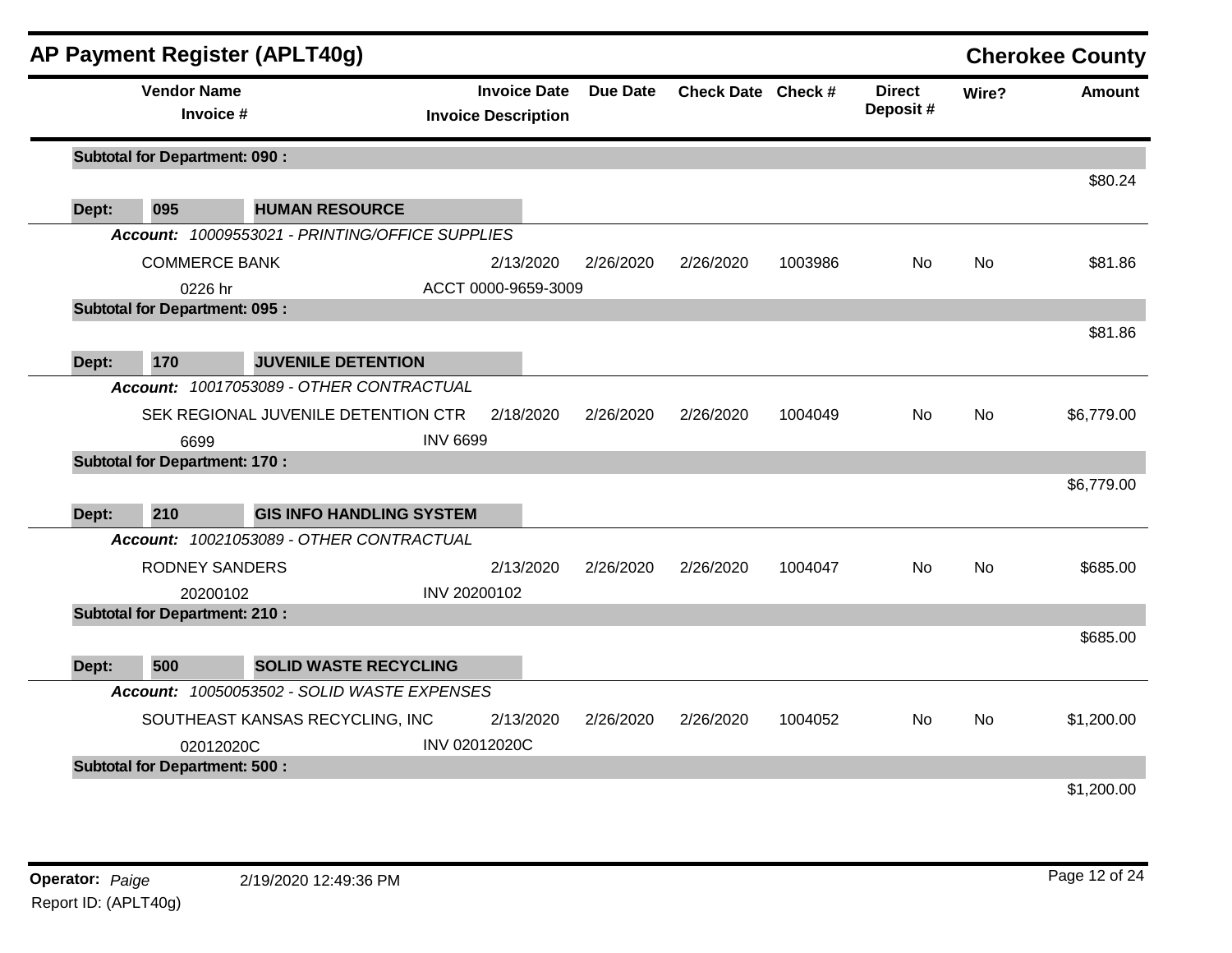# AP Payment Register (APLT40g)

**Cherokee County**

| Vendor Name / Invoice # | Invoice Date / Invoice Description | Due Date | Check Date | Check # | Direct Deposit # | Wire? | Amount |
|---|---|---|---|---|---|---|---|
| **Subtotal for Department: 090 :** | | | | | | | $80.24 |
| **Dept: 095 HUMAN RESOURCE** | | | | | | | |
| ***Account: 10009553021 - PRINTING/OFFICE SUPPLIES*** | | | | | | | |
| COMMERCE BANK | 2/13/2020 | 2/26/2020 | 2/26/2020 | 1003986 | No | No | $81.86 |
| 0226 hr | ACCT 0000-9659-3009 | | | | | | |
| **Subtotal for Department: 095 :** | | | | | | | $81.86 |
| **Dept: 170 JUVENILE DETENTION** | | | | | | | |
| ***Account: 10017053089 - OTHER CONTRACTUAL*** | | | | | | | |
| SEK REGIONAL JUVENILE DETENTION CTR | 2/18/2020 | 2/26/2020 | 2/26/2020 | 1004049 | No | No | $6,779.00 |
| 6699 | INV 6699 | | | | | | |
| **Subtotal for Department: 170 :** | | | | | | | $6,779.00 |
| **Dept: 210 GIS INFO HANDLING SYSTEM** | | | | | | | |
| ***Account: 10021053089 - OTHER CONTRACTUAL*** | | | | | | | |
| RODNEY SANDERS | 2/13/2020 | 2/26/2020 | 2/26/2020 | 1004047 | No | No | $685.00 |
| 20200102 | INV 20200102 | | | | | | |
| **Subtotal for Department: 210 :** | | | | | | | $685.00 |
| **Dept: 500 SOLID WASTE RECYCLING** | | | | | | | |
| ***Account: 10050053502 - SOLID WASTE EXPENSES*** | | | | | | | |
| SOUTHEAST KANSAS RECYCLING, INC | 2/13/2020 | 2/26/2020 | 2/26/2020 | 1004052 | No | No | $1,200.00 |
| 02012020C | INV 02012020C | | | | | | |
| **Subtotal for Department: 500 :** | | | | | | | $1,200.00 |

**Operator:** *Paige* 2/19/2020 12:49:36 PM

Report ID: (APLT40g)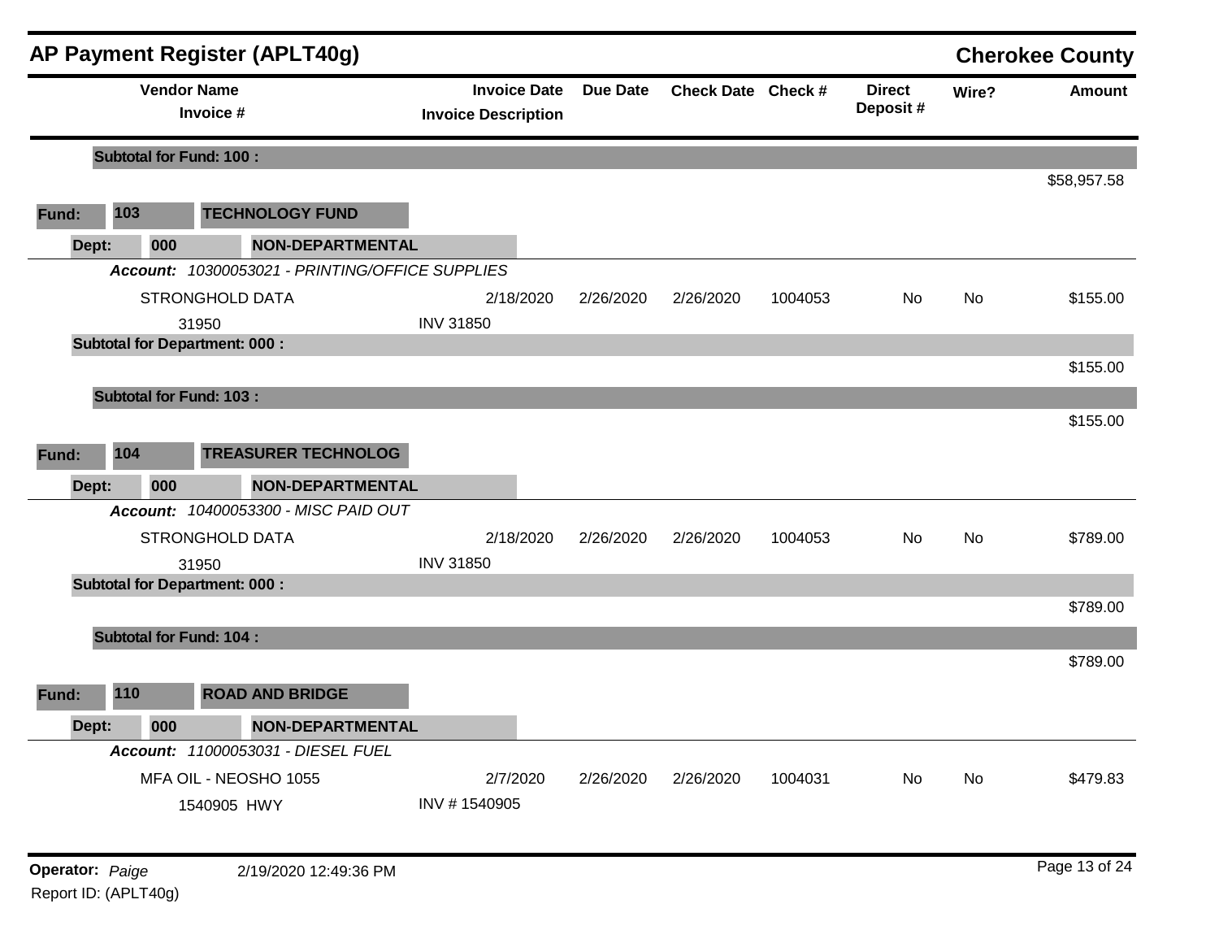# AP Payment Register (APLT40g)

**Cherokee County**

| Vendor Name / Invoice # | Invoice Date / Invoice Description | Due Date | Check Date | Check # | Direct Deposit # | Wire? | Amount |
|---|---|---|---|---|---|---|---|
| **Subtotal for Fund: 100 :** | | | | | | | $58,957.58 |
| **Fund: 103 TECHNOLOGY FUND** | | | | | | | |
| **Dept: 000 NON-DEPARTMENTAL** | | | | | | | |
| ***Account:*** *10300053021 - PRINTING/OFFICE SUPPLIES* | | | | | | | |
| STRONGHOLD DATA | 2/18/2020 | 2/26/2020 | 2/26/2020 | 1004053 | No | No | $155.00 |
| 31950 | INV 31850 | | | | | | |
| **Subtotal for Department: 000 :** | | | | | | | $155.00 |
| **Subtotal for Fund: 103 :** | | | | | | | $155.00 |
| **Fund: 104 TREASURER TECHNOLOG** | | | | | | | |
| **Dept: 000 NON-DEPARTMENTAL** | | | | | | | |
| ***Account:*** *10400053300 - MISC PAID OUT* | | | | | | | |
| STRONGHOLD DATA | 2/18/2020 | 2/26/2020 | 2/26/2020 | 1004053 | No | No | $789.00 |
| 31950 | INV 31850 | | | | | | |
| **Subtotal for Department: 000 :** | | | | | | | $789.00 |
| **Subtotal for Fund: 104 :** | | | | | | | $789.00 |
| **Fund: 110 ROAD AND BRIDGE** | | | | | | | |
| **Dept: 000 NON-DEPARTMENTAL** | | | | | | | |
| ***Account:*** *11000053031 - DIESEL FUEL* | | | | | | | |
| MFA OIL - NEOSHO 1055 | 2/7/2020 | 2/26/2020 | 2/26/2020 | 1004031 | No | No | $479.83 |
| 1540905 HWY | INV # 1540905 | | | | | | |

**Operator:** *Paige* 2/19/2020 12:49:36 PM

Report ID: (APLT40g)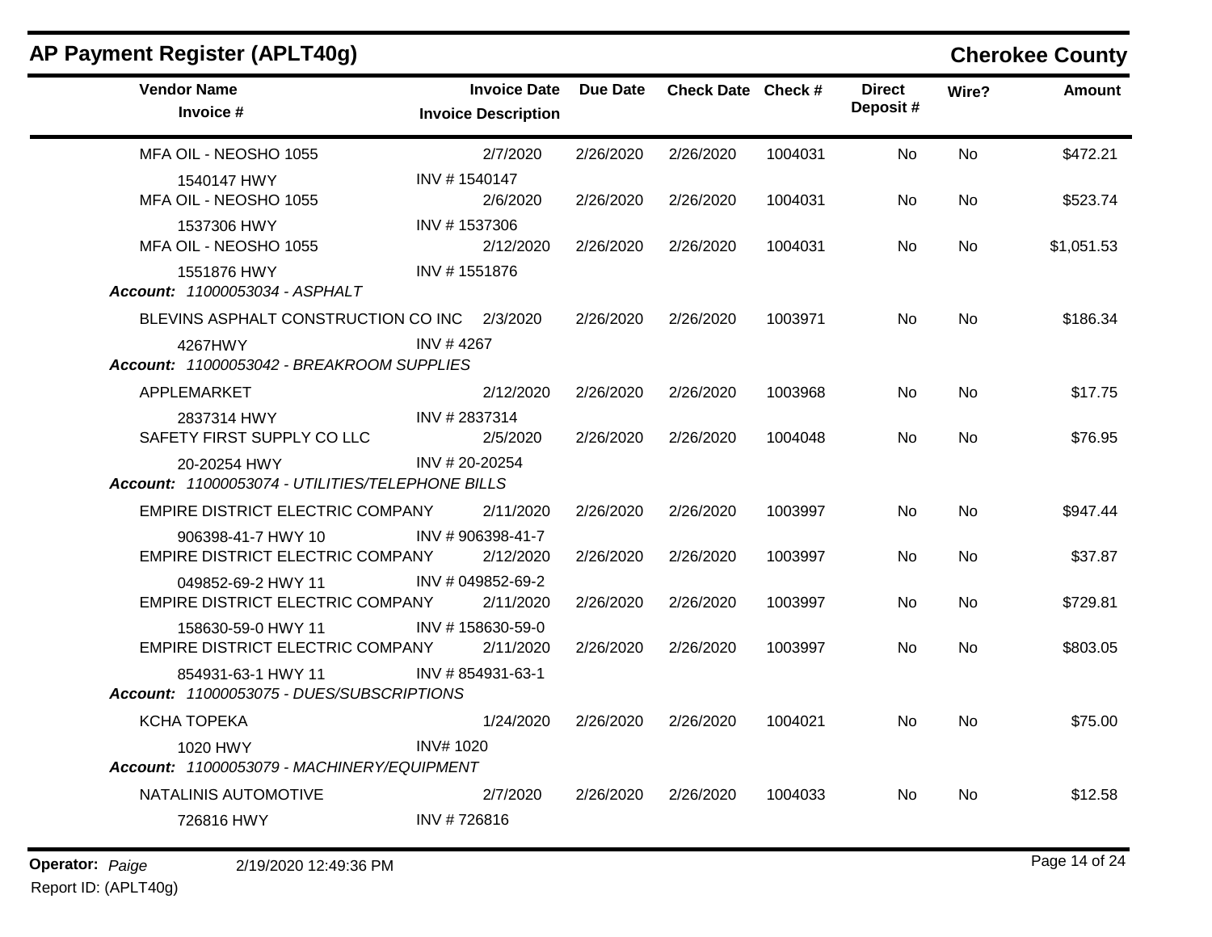## AP Payment Register (APLT40g)

**Cherokee County**

| Vendor Name / Invoice # | Invoice Date / Invoice Description | Due Date | Check Date | Check # | Direct Deposit # | Wire? | Amount |
|---|---|---|---|---|---|---|---|
| MFA OIL - NEOSHO 1055 | 2/7/2020 | 2/26/2020 | 2/26/2020 | 1004031 | No | No | $472.21 |
| 1540147 HWY | INV # 1540147 | | | | | | |
| MFA OIL - NEOSHO 1055 | 2/6/2020 | 2/26/2020 | 2/26/2020 | 1004031 | No | No | $523.74 |
| 1537306 HWY | INV # 1537306 | | | | | | |
| MFA OIL - NEOSHO 1055 | 2/12/2020 | 2/26/2020 | 2/26/2020 | 1004031 | No | No | $1,051.53 |
| 1551876 HWY | INV # 1551876 | | | | | | |
| ***Account: 11000053034 - ASPHALT*** | | | | | | | |
| BLEVINS ASPHALT CONSTRUCTION CO INC | 2/3/2020 | 2/26/2020 | 2/26/2020 | 1003971 | No | No | $186.34 |
| 4267HWY | INV # 4267 | | | | | | |
| ***Account: 11000053042 - BREAKROOM SUPPLIES*** | | | | | | | |
| APPLEMARKET | 2/12/2020 | 2/26/2020 | 2/26/2020 | 1003968 | No | No | $17.75 |
| 2837314 HWY | INV # 2837314 | | | | | | |
| SAFETY FIRST SUPPLY CO LLC | 2/5/2020 | 2/26/2020 | 2/26/2020 | 1004048 | No | No | $76.95 |
| 20-20254 HWY | INV # 20-20254 | | | | | | |
| ***Account: 11000053074 - UTILITIES/TELEPHONE BILLS*** | | | | | | | |
| EMPIRE DISTRICT ELECTRIC COMPANY | 2/11/2020 | 2/26/2020 | 2/26/2020 | 1003997 | No | No | $947.44 |
| 906398-41-7 HWY 10 | INV # 906398-41-7 | | | | | | |
| EMPIRE DISTRICT ELECTRIC COMPANY | 2/12/2020 | 2/26/2020 | 2/26/2020 | 1003997 | No | No | $37.87 |
| 049852-69-2 HWY 11 | INV # 049852-69-2 | | | | | | |
| EMPIRE DISTRICT ELECTRIC COMPANY | 2/11/2020 | 2/26/2020 | 2/26/2020 | 1003997 | No | No | $729.81 |
| 158630-59-0 HWY 11 | INV # 158630-59-0 | | | | | | |
| EMPIRE DISTRICT ELECTRIC COMPANY | 2/11/2020 | 2/26/2020 | 2/26/2020 | 1003997 | No | No | $803.05 |
| 854931-63-1 HWY 11 | INV # 854931-63-1 | | | | | | |
| ***Account: 11000053075 - DUES/SUBSCRIPTIONS*** | | | | | | | |
| KCHA TOPEKA | 1/24/2020 | 2/26/2020 | 2/26/2020 | 1004021 | No | No | $75.00 |
| 1020 HWY | INV# 1020 | | | | | | |
| ***Account: 11000053079 - MACHINERY/EQUIPMENT*** | | | | | | | |
| NATALINIS AUTOMOTIVE | 2/7/2020 | 2/26/2020 | 2/26/2020 | 1004033 | No | No | $12.58 |
| 726816 HWY | INV # 726816 | | | | | | |

**Operator:** *Paige* 2/19/2020 12:49:36 PM

Report ID: (APLT40g)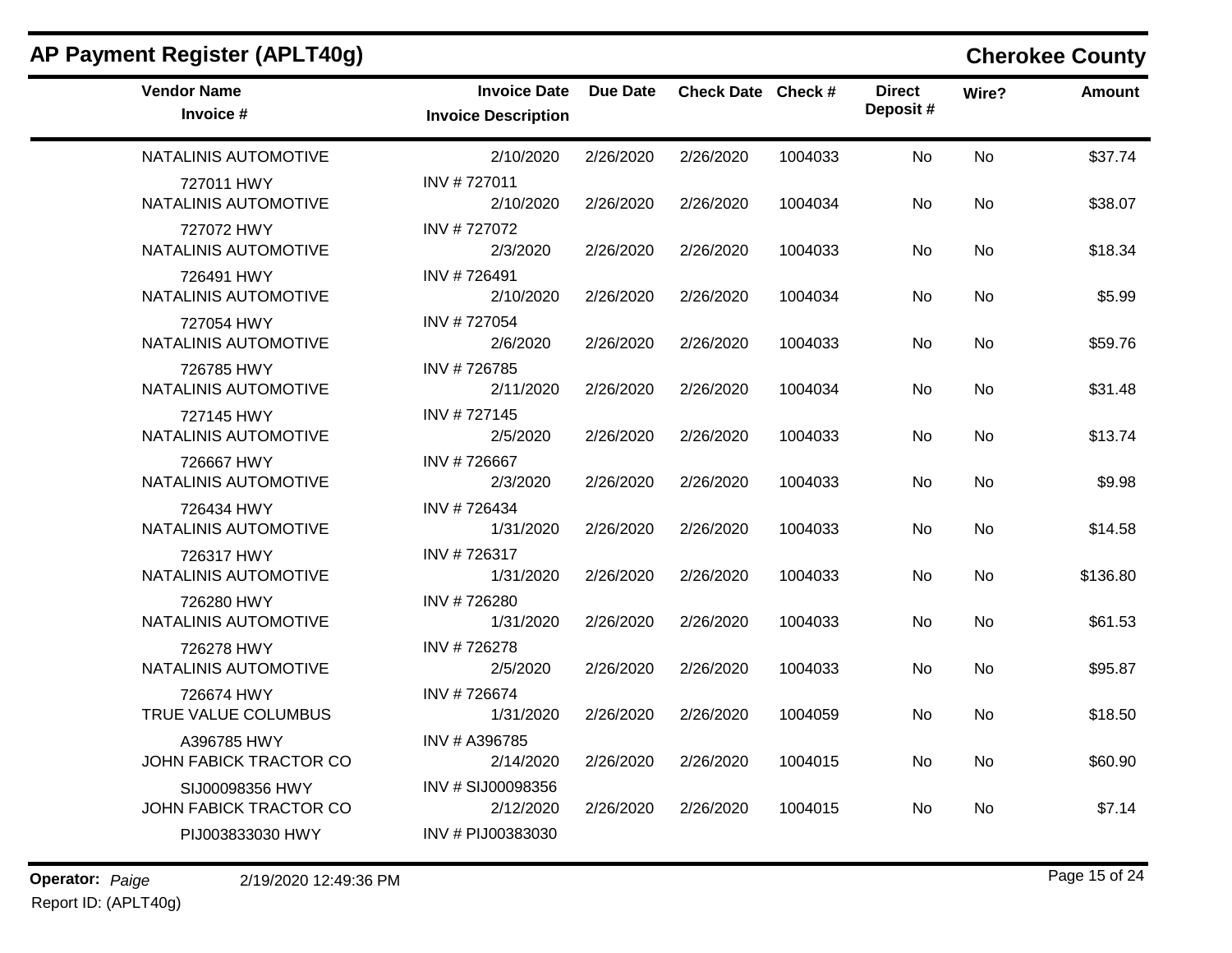## AP Payment Register (APLT40g) — Cherokee County

| Vendor Name / Invoice # | Invoice Date / Invoice Description | Due Date | Check Date | Check # | Direct Deposit # | Wire? | Amount |
|---|---|---|---|---|---|---|---|
| NATALINIS AUTOMOTIVE | 2/10/2020 | 2/26/2020 | 2/26/2020 | 1004033 | No | No | $37.74 |
| 727011 HWY | INV # 727011 | | | | | | |
| NATALINIS AUTOMOTIVE | 2/10/2020 | 2/26/2020 | 2/26/2020 | 1004034 | No | No | $38.07 |
| 727072 HWY | INV # 727072 | | | | | | |
| NATALINIS AUTOMOTIVE | 2/3/2020 | 2/26/2020 | 2/26/2020 | 1004033 | No | No | $18.34 |
| 726491 HWY | INV # 726491 | | | | | | |
| NATALINIS AUTOMOTIVE | 2/10/2020 | 2/26/2020 | 2/26/2020 | 1004034 | No | No | $5.99 |
| 727054 HWY | INV # 727054 | | | | | | |
| NATALINIS AUTOMOTIVE | 2/6/2020 | 2/26/2020 | 2/26/2020 | 1004033 | No | No | $59.76 |
| 726785 HWY | INV # 726785 | | | | | | |
| NATALINIS AUTOMOTIVE | 2/11/2020 | 2/26/2020 | 2/26/2020 | 1004034 | No | No | $31.48 |
| 727145 HWY | INV # 727145 | | | | | | |
| NATALINIS AUTOMOTIVE | 2/5/2020 | 2/26/2020 | 2/26/2020 | 1004033 | No | No | $13.74 |
| 726667 HWY | INV # 726667 | | | | | | |
| NATALINIS AUTOMOTIVE | 2/3/2020 | 2/26/2020 | 2/26/2020 | 1004033 | No | No | $9.98 |
| 726434 HWY | INV # 726434 | | | | | | |
| NATALINIS AUTOMOTIVE | 1/31/2020 | 2/26/2020 | 2/26/2020 | 1004033 | No | No | $14.58 |
| 726317 HWY | INV # 726317 | | | | | | |
| NATALINIS AUTOMOTIVE | 1/31/2020 | 2/26/2020 | 2/26/2020 | 1004033 | No | No | $136.80 |
| 726280 HWY | INV # 726280 | | | | | | |
| NATALINIS AUTOMOTIVE | 1/31/2020 | 2/26/2020 | 2/26/2020 | 1004033 | No | No | $61.53 |
| 726278 HWY | INV # 726278 | | | | | | |
| NATALINIS AUTOMOTIVE | 2/5/2020 | 2/26/2020 | 2/26/2020 | 1004033 | No | No | $95.87 |
| 726674 HWY | INV # 726674 | | | | | | |
| TRUE VALUE COLUMBUS | 1/31/2020 | 2/26/2020 | 2/26/2020 | 1004059 | No | No | $18.50 |
| A396785 HWY | INV # A396785 | | | | | | |
| JOHN FABICK TRACTOR CO | 2/14/2020 | 2/26/2020 | 2/26/2020 | 1004015 | No | No | $60.90 |
| SIJ00098356 HWY | INV # SIJ00098356 | | | | | | |
| JOHN FABICK TRACTOR CO | 2/12/2020 | 2/26/2020 | 2/26/2020 | 1004015 | No | No | $7.14 |
| PIJ003833030 HWY | INV # PIJ00383030 | | | | | | |

**Operator:** *Paige* 2/19/2020 12:49:36 PM

Report ID: (APLT40g)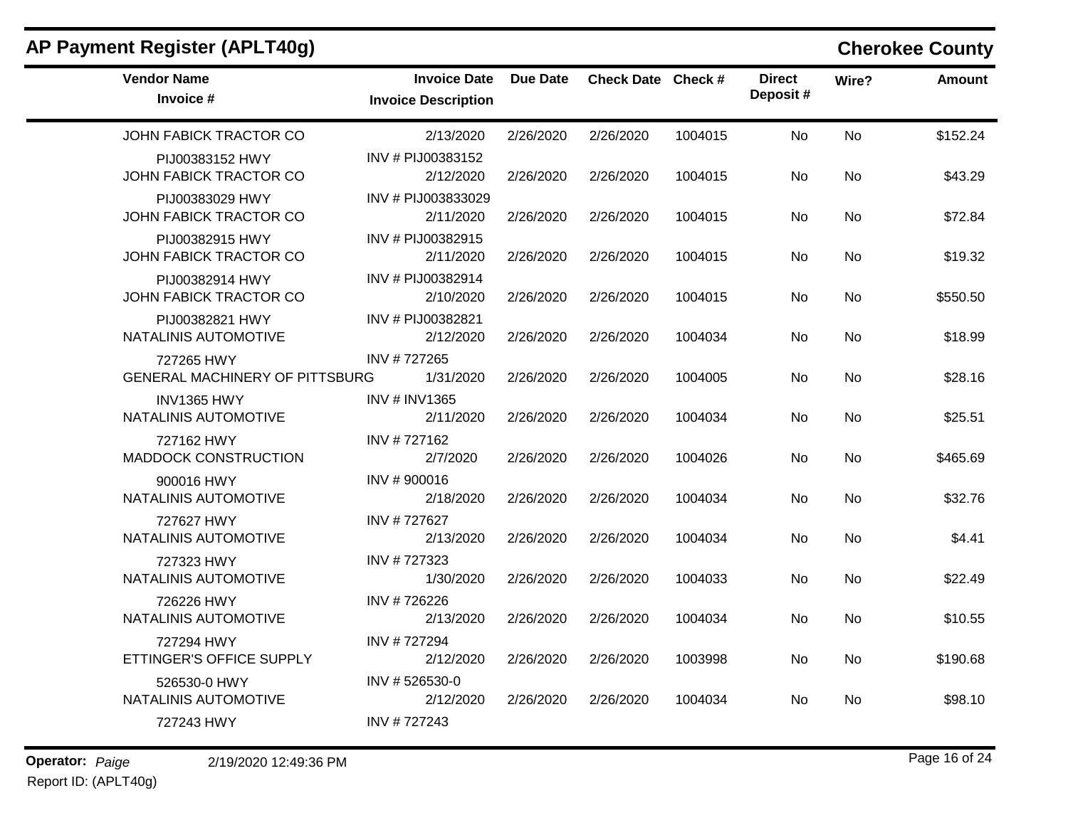## AP Payment Register (APLT40g)

**Cherokee County**

| Vendor Name / Invoice # | Invoice Date / Invoice Description | Due Date | Check Date | Check # | Direct Deposit # | Wire? | Amount |
|---|---|---|---|---|---|---|---|
| JOHN FABICK TRACTOR CO | 2/13/2020 | 2/26/2020 | 2/26/2020 | 1004015 | No | No | $152.24 |
| PIJ00383152 HWY | INV # PIJ00383152 | | | | | | |
| JOHN FABICK TRACTOR CO | 2/12/2020 | 2/26/2020 | 2/26/2020 | 1004015 | No | No | $43.29 |
| PIJ00383029 HWY | INV # PIJ003833029 | | | | | | |
| JOHN FABICK TRACTOR CO | 2/11/2020 | 2/26/2020 | 2/26/2020 | 1004015 | No | No | $72.84 |
| PIJ00382915 HWY | INV # PIJ00382915 | | | | | | |
| JOHN FABICK TRACTOR CO | 2/11/2020 | 2/26/2020 | 2/26/2020 | 1004015 | No | No | $19.32 |
| PIJ00382914 HWY | INV # PIJ00382914 | | | | | | |
| JOHN FABICK TRACTOR CO | 2/10/2020 | 2/26/2020 | 2/26/2020 | 1004015 | No | No | $550.50 |
| PIJ00382821 HWY | INV # PIJ00382821 | | | | | | |
| NATALINIS AUTOMOTIVE | 2/12/2020 | 2/26/2020 | 2/26/2020 | 1004034 | No | No | $18.99 |
| 727265 HWY | INV # 727265 | | | | | | |
| GENERAL MACHINERY OF PITTSBURG | 1/31/2020 | 2/26/2020 | 2/26/2020 | 1004005 | No | No | $28.16 |
| INV1365 HWY | INV # INV1365 | | | | | | |
| NATALINIS AUTOMOTIVE | 2/11/2020 | 2/26/2020 | 2/26/2020 | 1004034 | No | No | $25.51 |
| 727162 HWY | INV # 727162 | | | | | | |
| MADDOCK CONSTRUCTION | 2/7/2020 | 2/26/2020 | 2/26/2020 | 1004026 | No | No | $465.69 |
| 900016 HWY | INV # 900016 | | | | | | |
| NATALINIS AUTOMOTIVE | 2/18/2020 | 2/26/2020 | 2/26/2020 | 1004034 | No | No | $32.76 |
| 727627 HWY | INV # 727627 | | | | | | |
| NATALINIS AUTOMOTIVE | 2/13/2020 | 2/26/2020 | 2/26/2020 | 1004034 | No | No | $4.41 |
| 727323 HWY | INV # 727323 | | | | | | |
| NATALINIS AUTOMOTIVE | 1/30/2020 | 2/26/2020 | 2/26/2020 | 1004033 | No | No | $22.49 |
| 726226 HWY | INV # 726226 | | | | | | |
| NATALINIS AUTOMOTIVE | 2/13/2020 | 2/26/2020 | 2/26/2020 | 1004034 | No | No | $10.55 |
| 727294 HWY | INV # 727294 | | | | | | |
| ETTINGER'S OFFICE SUPPLY | 2/12/2020 | 2/26/2020 | 2/26/2020 | 1003998 | No | No | $190.68 |
| 526530-0 HWY | INV # 526530-0 | | | | | | |
| NATALINIS AUTOMOTIVE | 2/12/2020 | 2/26/2020 | 2/26/2020 | 1004034 | No | No | $98.10 |
| 727243 HWY | INV # 727243 | | | | | | |

**Operator:** *Paige* 2/19/2020 12:49:36 PM

Report ID: (APLT40g)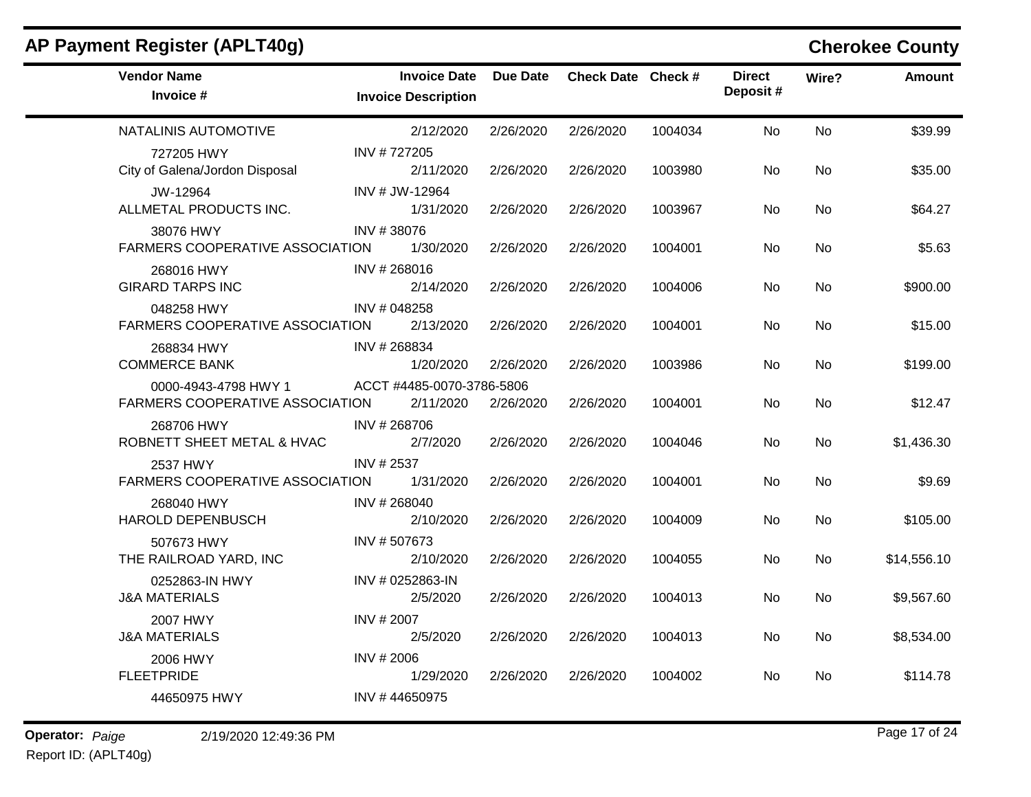# AP Payment Register (APLT40g)

## Cherokee County

| Vendor Name / Invoice # | Invoice Date / Invoice Description | Due Date | Check Date | Check # | Direct Deposit # | Wire? | Amount |
|---|---|---|---|---|---|---|---|
| NATALINIS AUTOMOTIVE | 2/12/2020 | 2/26/2020 | 2/26/2020 | 1004034 | No | No | $39.99 |
| 727205 HWY | INV # 727205 | | | | | | |
| City of Galena/Jordon Disposal | 2/11/2020 | 2/26/2020 | 2/26/2020 | 1003980 | No | No | $35.00 |
| JW-12964 | INV # JW-12964 | | | | | | |
| ALLMETAL PRODUCTS INC. | 1/31/2020 | 2/26/2020 | 2/26/2020 | 1003967 | No | No | $64.27 |
| 38076 HWY | INV # 38076 | | | | | | |
| FARMERS COOPERATIVE ASSOCIATION | 1/30/2020 | 2/26/2020 | 2/26/2020 | 1004001 | No | No | $5.63 |
| 268016 HWY | INV # 268016 | | | | | | |
| GIRARD TARPS INC | 2/14/2020 | 2/26/2020 | 2/26/2020 | 1004006 | No | No | $900.00 |
| 048258 HWY | INV # 048258 | | | | | | |
| FARMERS COOPERATIVE ASSOCIATION | 2/13/2020 | 2/26/2020 | 2/26/2020 | 1004001 | No | No | $15.00 |
| 268834 HWY | INV # 268834 | | | | | | |
| COMMERCE BANK | 1/20/2020 | 2/26/2020 | 2/26/2020 | 1003986 | No | No | $199.00 |
| 0000-4943-4798 HWY 1 | ACCT #4485-0070-3786-5806 | | | | | | |
| FARMERS COOPERATIVE ASSOCIATION | 2/11/2020 | 2/26/2020 | 2/26/2020 | 1004001 | No | No | $12.47 |
| 268706 HWY | INV # 268706 | | | | | | |
| ROBNETT SHEET METAL & HVAC | 2/7/2020 | 2/26/2020 | 2/26/2020 | 1004046 | No | No | $1,436.30 |
| 2537 HWY | INV # 2537 | | | | | | |
| FARMERS COOPERATIVE ASSOCIATION | 1/31/2020 | 2/26/2020 | 2/26/2020 | 1004001 | No | No | $9.69 |
| 268040 HWY | INV # 268040 | | | | | | |
| HAROLD DEPENBUSCH | 2/10/2020 | 2/26/2020 | 2/26/2020 | 1004009 | No | No | $105.00 |
| 507673 HWY | INV # 507673 | | | | | | |
| THE RAILROAD YARD, INC | 2/10/2020 | 2/26/2020 | 2/26/2020 | 1004055 | No | No | $14,556.10 |
| 0252863-IN HWY | INV # 0252863-IN | | | | | | |
| J&A MATERIALS | 2/5/2020 | 2/26/2020 | 2/26/2020 | 1004013 | No | No | $9,567.60 |
| 2007 HWY | INV # 2007 | | | | | | |
| J&A MATERIALS | 2/5/2020 | 2/26/2020 | 2/26/2020 | 1004013 | No | No | $8,534.00 |
| 2006 HWY | INV # 2006 | | | | | | |
| FLEETPRIDE | 1/29/2020 | 2/26/2020 | 2/26/2020 | 1004002 | No | No | $114.78 |
| 44650975 HWY | INV # 44650975 | | | | | | |

**Operator:** *Paige* 2/19/2020 12:49:36 PM

Report ID: (APLT40g)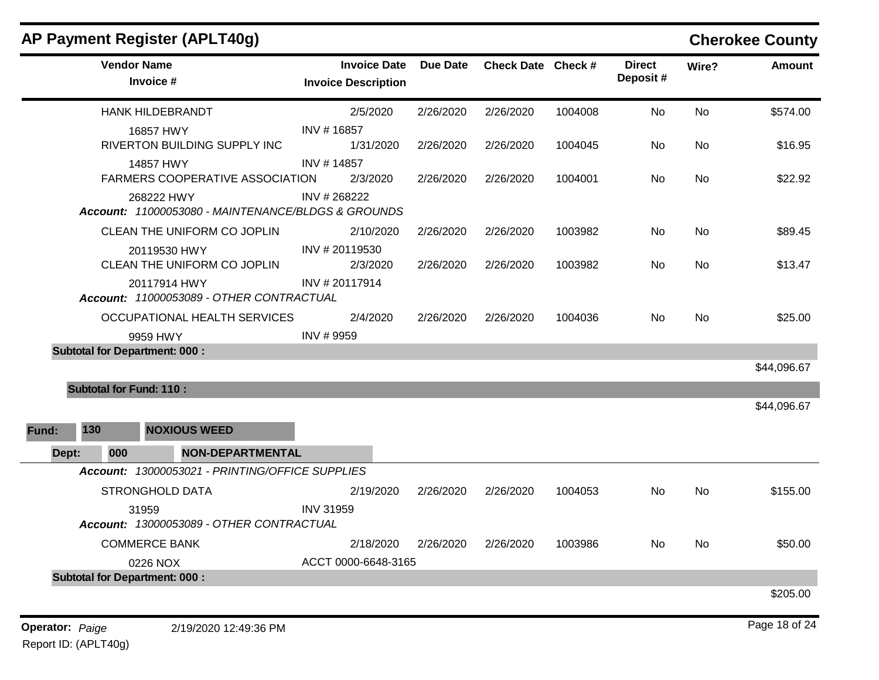# AP Payment Register (APLT40g)

**Cherokee County**

| Vendor Name / Invoice # | Invoice Date / Invoice Description | Due Date | Check Date | Check # | Direct Deposit # | Wire? | Amount |
|---|---|---|---|---|---|---|---|
| HANK HILDEBRANDT | 2/5/2020 | 2/26/2020 | 2/26/2020 | 1004008 | No | No | $574.00 |
| 16857 HWY | INV # 16857 | | | | | | |
| RIVERTON BUILDING SUPPLY INC | 1/31/2020 | 2/26/2020 | 2/26/2020 | 1004045 | No | No | $16.95 |
| 14857 HWY | INV # 14857 | | | | | | |
| FARMERS COOPERATIVE ASSOCIATION | 2/3/2020 | 2/26/2020 | 2/26/2020 | 1004001 | No | No | $22.92 |
| 268222 HWY | INV # 268222 | | | | | | |
| ***Account:*** *11000053080 - MAINTENANCE/BLDGS & GROUNDS* | | | | | | | |
| CLEAN THE UNIFORM CO JOPLIN | 2/10/2020 | 2/26/2020 | 2/26/2020 | 1003982 | No | No | $89.45 |
| 20119530 HWY | INV # 20119530 | | | | | | |
| CLEAN THE UNIFORM CO JOPLIN | 2/3/2020 | 2/26/2020 | 2/26/2020 | 1003982 | No | No | $13.47 |
| 20117914 HWY | INV # 20117914 | | | | | | |
| ***Account:*** *11000053089 - OTHER CONTRACTUAL* | | | | | | | |
| OCCUPATIONAL HEALTH SERVICES | 2/4/2020 | 2/26/2020 | 2/26/2020 | 1004036 | No | No | $25.00 |
| 9959 HWY | INV # 9959 | | | | | | |
| **Subtotal for Department: 000 :** | | | | | | | $44,096.67 |
| **Subtotal for Fund: 110 :** | | | | | | | $44,096.67 |

**Fund:** 130 **NOXIOUS WEED**

**Dept:** 000 **NON-DEPARTMENTAL**

| Vendor Name / Invoice # | Invoice Date / Invoice Description | Due Date | Check Date | Check # | Direct Deposit # | Wire? | Amount |
|---|---|---|---|---|---|---|---|
| ***Account:*** *13000053021 - PRINTING/OFFICE SUPPLIES* | | | | | | | |
| STRONGHOLD DATA | 2/19/2020 | 2/26/2020 | 2/26/2020 | 1004053 | No | No | $155.00 |
| 31959 | INV 31959 | | | | | | |
| ***Account:*** *13000053089 - OTHER CONTRACTUAL* | | | | | | | |
| COMMERCE BANK | 2/18/2020 | 2/26/2020 | 2/26/2020 | 1003986 | No | No | $50.00 |
| 0226 NOX | ACCT 0000-6648-3165 | | | | | | |
| **Subtotal for Department: 000 :** | | | | | | | $205.00 |

**Operator:** *Paige* 2/19/2020 12:49:36 PM

Report ID: (APLT40g)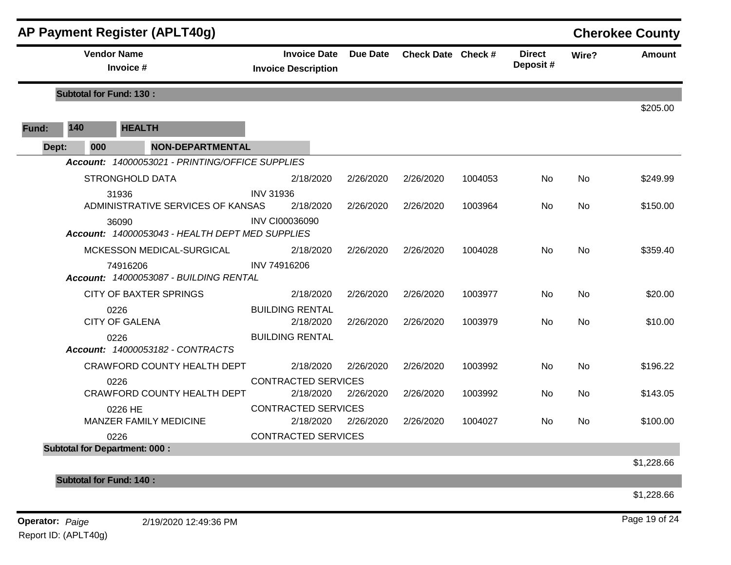## AP Payment Register (APLT40g)

**Cherokee County**

| Vendor Name / Invoice # | Invoice Date / Invoice Description | Due Date | Check Date | Check # | Direct Deposit # | Wire? | Amount |
|---|---|---|---|---|---|---|---|
| **Subtotal for Fund: 130 :** | | | | | | | $205.00 |
| **Fund: 140 HEALTH** | | | | | | | |
| **Dept: 000 NON-DEPARTMENTAL** | | | | | | | |
| ***Account: 14000053021 - PRINTING/OFFICE SUPPLIES*** | | | | | | | |
| STRONGHOLD DATA | 2/18/2020 | 2/26/2020 | 2/26/2020 | 1004053 | No | No | $249.99 |
| 31936 | INV 31936 | | | | | | |
| ADMINISTRATIVE SERVICES OF KANSAS | 2/18/2020 | 2/26/2020 | 2/26/2020 | 1003964 | No | No | $150.00 |
| 36090 | INV CI00036090 | | | | | | |
| ***Account: 14000053043 - HEALTH DEPT MED SUPPLIES*** | | | | | | | |
| MCKESSON MEDICAL-SURGICAL | 2/18/2020 | 2/26/2020 | 2/26/2020 | 1004028 | No | No | $359.40 |
| 74916206 | INV 74916206 | | | | | | |
| ***Account: 14000053087 - BUILDING RENTAL*** | | | | | | | |
| CITY OF BAXTER SPRINGS | 2/18/2020 | 2/26/2020 | 2/26/2020 | 1003977 | No | No | $20.00 |
| 0226 | BUILDING RENTAL | | | | | | |
| CITY OF GALENA | 2/18/2020 | 2/26/2020 | 2/26/2020 | 1003979 | No | No | $10.00 |
| 0226 | BUILDING RENTAL | | | | | | |
| ***Account: 14000053182 - CONTRACTS*** | | | | | | | |
| CRAWFORD COUNTY HEALTH DEPT | 2/18/2020 | 2/26/2020 | 2/26/2020 | 1003992 | No | No | $196.22 |
| 0226 | CONTRACTED SERVICES | | | | | | |
| CRAWFORD COUNTY HEALTH DEPT | 2/18/2020 | 2/26/2020 | 2/26/2020 | 1003992 | No | No | $143.05 |
| 0226 HE | CONTRACTED SERVICES | | | | | | |
| MANZER FAMILY MEDICINE | 2/18/2020 | 2/26/2020 | 2/26/2020 | 1004027 | No | No | $100.00 |
| 0226 | CONTRACTED SERVICES | | | | | | |
| **Subtotal for Department: 000 :** | | | | | | | $1,228.66 |
| **Subtotal for Fund: 140 :** | | | | | | | $1,228.66 |

**Operator:** *Paige* 2/19/2020 12:49:36 PM

Report ID: (APLT40g)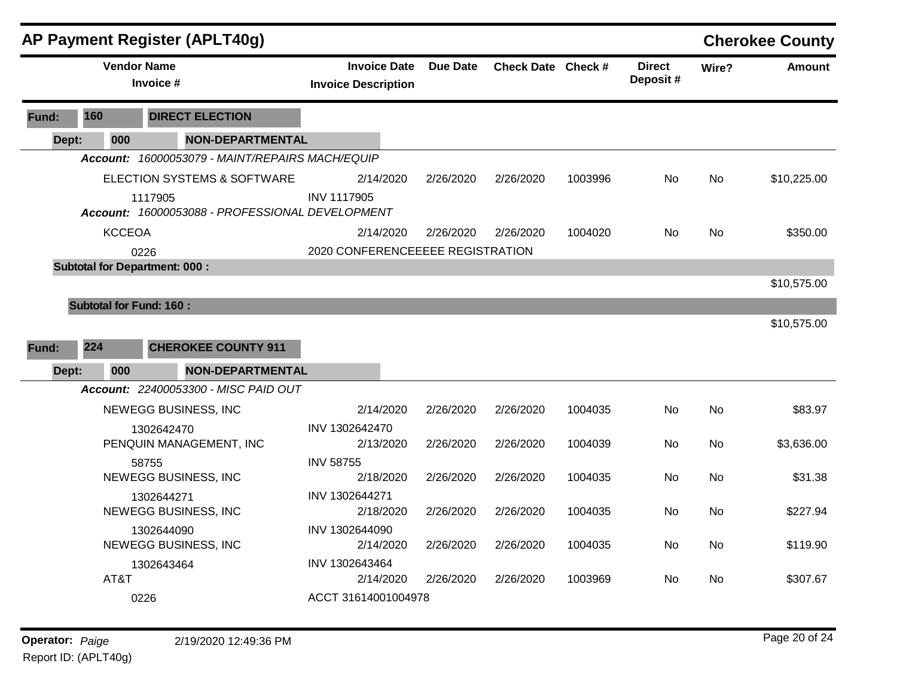# AP Payment Register (APLT40g)

## Cherokee County

| Vendor Name / Invoice # | Invoice Date / Invoice Description | Due Date | Check Date | Check # | Direct Deposit # | Wire? | Amount |
|---|---|---|---|---|---|---|---|
| **Fund: 160 DIRECT ELECTION** | | | | | | | |
| **Dept: 000 NON-DEPARTMENTAL** | | | | | | | |
| ***Account: 16000053079 - MAINT/REPAIRS MACH/EQUIP*** | | | | | | | |
| ELECTION SYSTEMS & SOFTWARE | 2/14/2020 | 2/26/2020 | 2/26/2020 | 1003996 | No | No | $10,225.00 |
| 1117905 | INV 1117905 | | | | | | |
| ***Account: 16000053088 - PROFESSIONAL DEVELOPMENT*** | | | | | | | |
| KCCEOA | 2/14/2020 | 2/26/2020 | 2/26/2020 | 1004020 | No | No | $350.00 |
| 0226 | 2020 CONFERENCEEEEE REGISTRATION | | | | | | |
| **Subtotal for Department: 000 :** | | | | | | | $10,575.00 |
| **Subtotal for Fund: 160 :** | | | | | | | $10,575.00 |
| **Fund: 224 CHEROKEE COUNTY 911** | | | | | | | |
| **Dept: 000 NON-DEPARTMENTAL** | | | | | | | |
| ***Account: 22400053300 - MISC PAID OUT*** | | | | | | | |
| NEWEGG BUSINESS, INC | 2/14/2020 | 2/26/2020 | 2/26/2020 | 1004035 | No | No | $83.97 |
| 1302642470 | INV 1302642470 | | | | | | |
| PENQUIN MANAGEMENT, INC | 2/13/2020 | 2/26/2020 | 2/26/2020 | 1004039 | No | No | $3,636.00 |
| 58755 | INV 58755 | | | | | | |
| NEWEGG BUSINESS, INC | 2/18/2020 | 2/26/2020 | 2/26/2020 | 1004035 | No | No | $31.38 |
| 1302644271 | INV 1302644271 | | | | | | |
| NEWEGG BUSINESS, INC | 2/18/2020 | 2/26/2020 | 2/26/2020 | 1004035 | No | No | $227.94 |
| 1302644090 | INV 1302644090 | | | | | | |
| NEWEGG BUSINESS, INC | 2/14/2020 | 2/26/2020 | 2/26/2020 | 1004035 | No | No | $119.90 |
| 1302643464 | INV 1302643464 | | | | | | |
| AT&T | 2/14/2020 | 2/26/2020 | 2/26/2020 | 1003969 | No | No | $307.67 |
| 0226 | ACCT 31614001004978 | | | | | | |

**Operator:** *Paige* 2/19/2020 12:49:36 PM
Report ID: (APLT40g)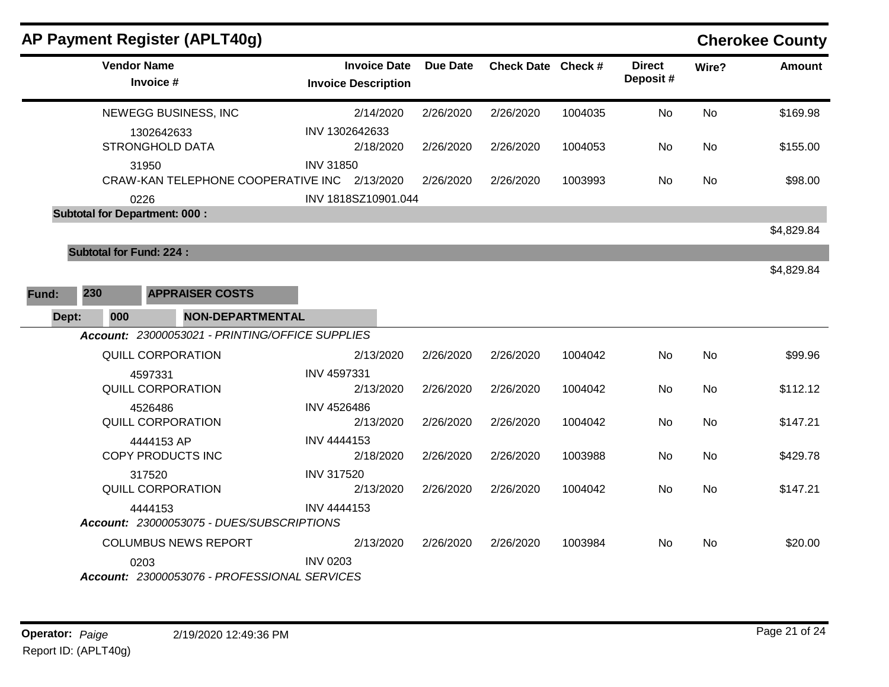# AP Payment Register (APLT40g)

**Cherokee County**

| Vendor Name / Invoice # | Invoice Date / Invoice Description | Due Date | Check Date | Check # | Direct Deposit # | Wire? | Amount |
|---|---|---|---|---|---|---|---|
| NEWEGG BUSINESS, INC | 2/14/2020 | 2/26/2020 | 2/26/2020 | 1004035 | No | No | $169.98 |
| 1302642633 | INV 1302642633 | | | | | | |
| STRONGHOLD DATA | 2/18/2020 | 2/26/2020 | 2/26/2020 | 1004053 | No | No | $155.00 |
| 31950 | INV 31850 | | | | | | |
| CRAW-KAN TELEPHONE COOPERATIVE INC | 2/13/2020 | 2/26/2020 | 2/26/2020 | 1003993 | No | No | $98.00 |
| 0226 | INV 1818SZ10901.044 | | | | | | |
| **Subtotal for Department: 000 :** | | | | | | | $4,829.84 |
| **Subtotal for Fund: 224 :** | | | | | | | $4,829.84 |

**Fund:** 230 **APPRAISER COSTS**

**Dept:** 000 **NON-DEPARTMENTAL**

***Account:*** *23000053021 - PRINTING/OFFICE SUPPLIES*

| Vendor Name / Invoice # | Invoice Date / Invoice Description | Due Date | Check Date | Check # | Direct Deposit # | Wire? | Amount |
|---|---|---|---|---|---|---|---|
| QUILL CORPORATION | 2/13/2020 | 2/26/2020 | 2/26/2020 | 1004042 | No | No | $99.96 |
| 4597331 | INV 4597331 | | | | | | |
| QUILL CORPORATION | 2/13/2020 | 2/26/2020 | 2/26/2020 | 1004042 | No | No | $112.12 |
| 4526486 | INV 4526486 | | | | | | |
| QUILL CORPORATION | 2/13/2020 | 2/26/2020 | 2/26/2020 | 1004042 | No | No | $147.21 |
| 4444153 AP | INV 4444153 | | | | | | |
| COPY PRODUCTS INC | 2/18/2020 | 2/26/2020 | 2/26/2020 | 1003988 | No | No | $429.78 |
| 317520 | INV 317520 | | | | | | |
| QUILL CORPORATION | 2/13/2020 | 2/26/2020 | 2/26/2020 | 1004042 | No | No | $147.21 |
| 4444153 | INV 4444153 | | | | | | |

***Account:*** *23000053075 - DUES/SUBSCRIPTIONS*

| Vendor Name / Invoice # | Invoice Date / Invoice Description | Due Date | Check Date | Check # | Direct Deposit # | Wire? | Amount |
|---|---|---|---|---|---|---|---|
| COLUMBUS NEWS REPORT | 2/13/2020 | 2/26/2020 | 2/26/2020 | 1003984 | No | No | $20.00 |
| 0203 | INV 0203 | | | | | | |

***Account:*** *23000053076 - PROFESSIONAL SERVICES*

**Operator:** *Paige* 2/19/2020 12:49:36 PM

Report ID: (APLT40g)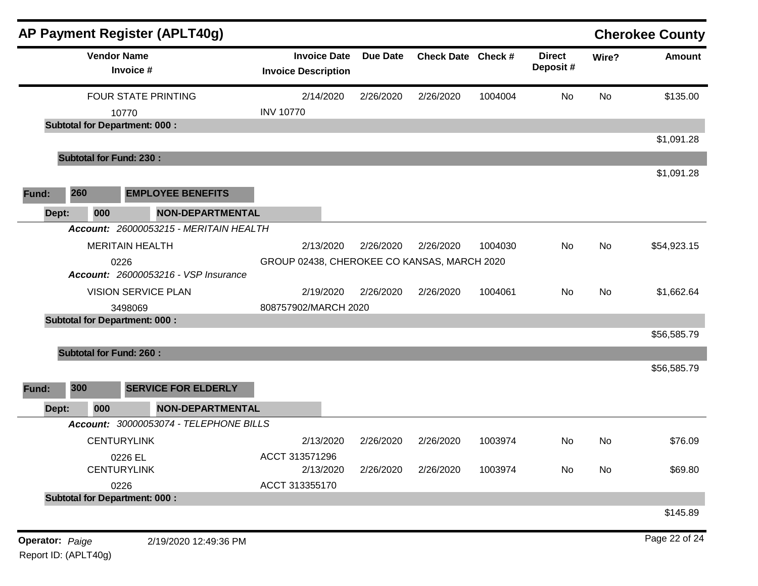# AP Payment Register (APLT40g)

**Cherokee County**

| Vendor Name / Invoice # | Invoice Date / Invoice Description | Due Date | Check Date | Check # | Direct Deposit # | Wire? | Amount |
|---|---|---|---|---|---|---|---|
| FOUR STATE PRINTING | 2/14/2020 | 2/26/2020 | 2/26/2020 | 1004004 | No | No | $135.00 |
| 10770 | INV 10770 | | | | | | |
| **Subtotal for Department: 000 :** | | | | | | | $1,091.28 |
| **Subtotal for Fund: 230 :** | | | | | | | $1,091.28 |
| **Fund: 260 EMPLOYEE BENEFITS** | | | | | | | |
| **Dept: 000 NON-DEPARTMENTAL** | | | | | | | |
| ***Account:*** *26000053215 - MERITAIN HEALTH* | | | | | | | |
| MERITAIN HEALTH | 2/13/2020 | 2/26/2020 | 2/26/2020 | 1004030 | No | No | $54,923.15 |
| 0226 | GROUP 02438, CHEROKEE CO KANSAS, MARCH 2020 | | | | | | |
| ***Account:*** *26000053216 - VSP Insurance* | | | | | | | |
| VISION SERVICE PLAN | 2/19/2020 | 2/26/2020 | 2/26/2020 | 1004061 | No | No | $1,662.64 |
| 3498069 | 808757902/MARCH 2020 | | | | | | |
| **Subtotal for Department: 000 :** | | | | | | | $56,585.79 |
| **Subtotal for Fund: 260 :** | | | | | | | $56,585.79 |
| **Fund: 300 SERVICE FOR ELDERLY** | | | | | | | |
| **Dept: 000 NON-DEPARTMENTAL** | | | | | | | |
| ***Account:*** *30000053074 - TELEPHONE BILLS* | | | | | | | |
| CENTURYLINK | 2/13/2020 | 2/26/2020 | 2/26/2020 | 1003974 | No | No | $76.09 |
| 0226 EL | ACCT 313571296 | | | | | | |
| CENTURYLINK | 2/13/2020 | 2/26/2020 | 2/26/2020 | 1003974 | No | No | $69.80 |
| 0226 | ACCT 313355170 | | | | | | |
| **Subtotal for Department: 000 :** | | | | | | | $145.89 |

**Operator:** *Paige* 2/19/2020 12:49:36 PM

Report ID: (APLT40g)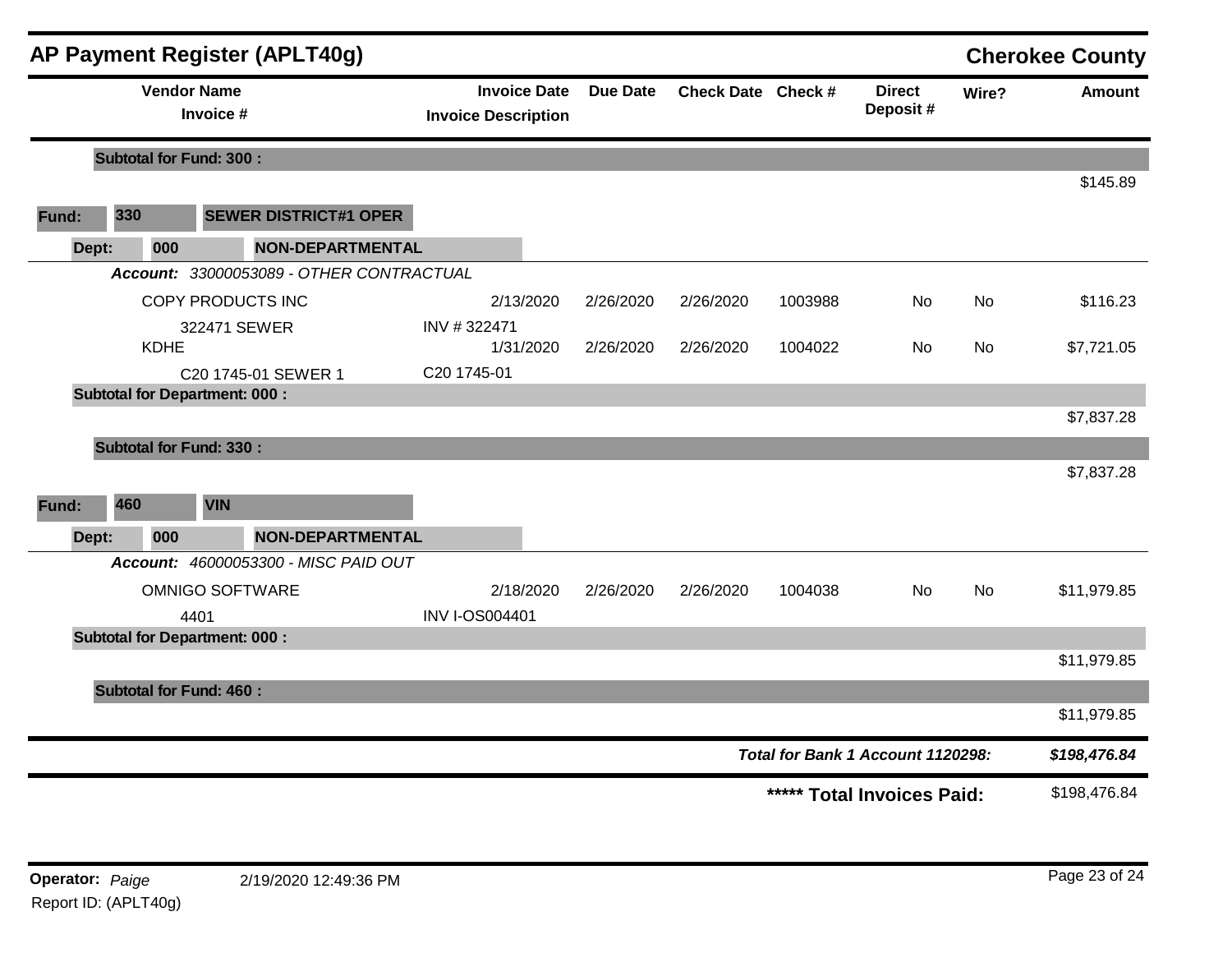## AP Payment Register (APLT40g) — Cherokee County

| Vendor Name / Invoice # | Invoice Date / Invoice Description | Due Date | Check Date | Check # | Direct Deposit # | Wire? | Amount |
|---|---|---|---|---|---|---|---|
| **Subtotal for Fund: 300 :** | | | | | | | $145.89 |
| **Fund: 330 SEWER DISTRICT#1 OPER** | | | | | | | |
| **Dept: 000 NON-DEPARTMENTAL** | | | | | | | |
| ***Account: 33000053089 - OTHER CONTRACTUAL*** | | | | | | | |
| COPY PRODUCTS INC | 2/13/2020 | 2/26/2020 | 2/26/2020 | 1003988 | No | No | $116.23 |
| 322471 SEWER | INV # 322471 | | | | | | |
| KDHE | 1/31/2020 | 2/26/2020 | 2/26/2020 | 1004022 | No | No | $7,721.05 |
| C20 1745-01 SEWER 1 | C20 1745-01 | | | | | | |
| **Subtotal for Department: 000 :** | | | | | | | $7,837.28 |
| **Subtotal for Fund: 330 :** | | | | | | | $7,837.28 |
| **Fund: 460 VIN** | | | | | | | |
| **Dept: 000 NON-DEPARTMENTAL** | | | | | | | |
| ***Account: 46000053300 - MISC PAID OUT*** | | | | | | | |
| OMNIGO SOFTWARE | 2/18/2020 | 2/26/2020 | 2/26/2020 | 1004038 | No | No | $11,979.85 |
| 4401 | INV I-OS004401 | | | | | | |
| **Subtotal for Department: 000 :** | | | | | | | $11,979.85 |
| **Subtotal for Fund: 460 :** | | | | | | | $11,979.85 |

***Total for Bank 1 Account 1120298:*** ***$198,476.84***

**\*\*\*\*\* Total Invoices Paid:** $198,476.84

**Operator:** *Paige* 2/19/2020 12:49:36 PM

Report ID: (APLT40g)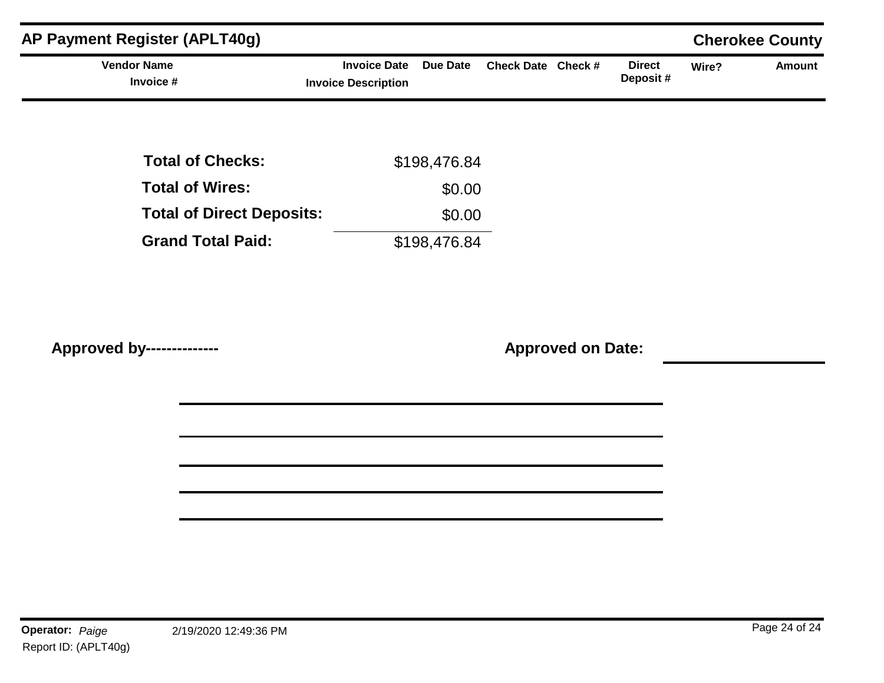## AP Payment Register (APLT40g)

**Cherokee County**

| Vendor Name / Invoice # | Invoice Date / Invoice Description | Due Date | Check Date | Check # | Direct Deposit # | Wire? | Amount |
|---|---|---|---|---|---|---|---|

| | |
|---|---|
| **Total of Checks:** | $198,476.84 |
| **Total of Wires:** | $0.00 |
| **Total of Direct Deposits:** | $0.00 |
| **Grand Total Paid:** | $198,476.84 |

**Approved by--------------**

**Approved on Date:** ____________________

______________________________________________

______________________________________________

______________________________________________

______________________________________________

______________________________________________

**Operator:** *Paige* 2/19/2020 12:49:36 PM

Report ID: (APLT40g)